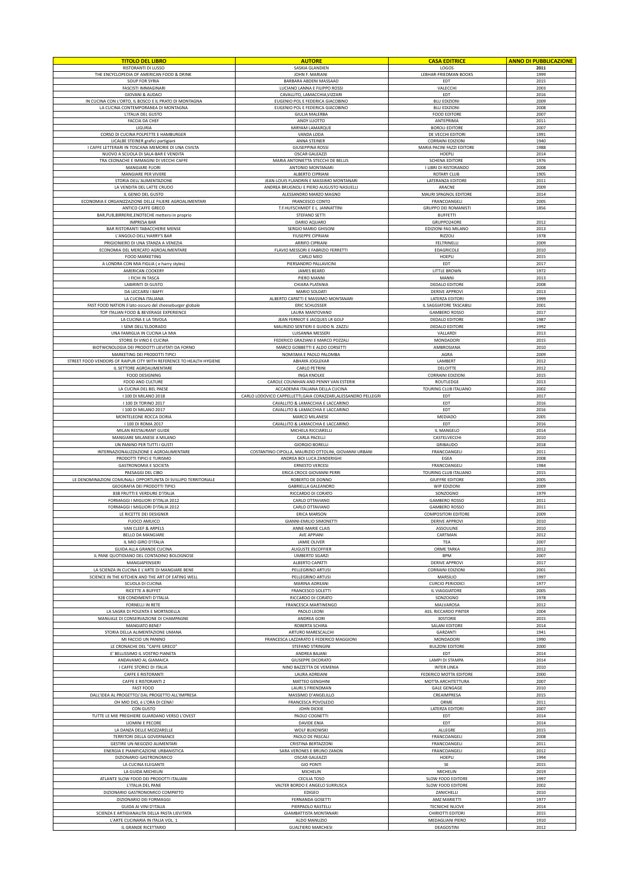| TITOLO DEL LIBRO | AUTORE | CASA EDITRICE | ANNO DI PUBBLICAZIONE |
|---|---|---|---|
| RISTORANTI DI LUSSO | SASKIA GLANDIEN | LOGOS | 2011 |
| THE ENCYCLOPEDIA OF AMERICAN FOOD & DRINK | JOHN F. MARIANI | LEBHAR-FRIEDMAN BOOKS | 1999 |
| SOUP FOR SYRIA | BARBARA ABDENI MASSAAD | EDT | 2015 |
| FASCISTI IMMAGINARI | LUCIANO LANNA E FILIPPO ROSSI | VALECCHI | 2003 |
| GIOVANI & AUDACI | CAVALLITO, LAMACCHIA,VIZZARI | EDT | 2016 |
| IN CUCINA CON L'ORTO, IL BOSCO E IL PRATO DI MONTAGNA | EUGENIO POL E FEDERICA GIACOBINO | BLU EDIZIONI | 2009 |
| LA CUCINA CONTEMPORANEA DI MONTAGNA | EUGENIO POL E FEDERICA GIACOBINO | BLU EDIZIONI | 2008 |
| L'ITALIA DEL GUSTO | GIULIA MALERBA | FOOD EDITORE | 2007 |
| FACCIA DA CHEF | ANDY LUOTTO | ANTEPRIMA | 2011 |
| LIGURIA | MIRYAM LAMARQUE | BOROLI EDITORE | 2007 |
| CORSO DI CUCINA POLPETTE E HAMBURGER | VANDA LODA | DE VECCHI EDITORI | 1991 |
| LICALBE STEINER grafici partigiani | ANNA STEINER | CORRAINI EDIZIONI | 1940 |
| I CAFFE LETTERARI IN TOSCANA MEMORIE DI UNA CIVILTA | GIUSEPPINA ROSSI | MARIA PACINI FAZZI EDITORE | 1988 |
| NUOVO A SCUOLA DI SALA-BAR E VENDITA | OSCAR GALEAZZI | HOEPLI | 2014 |
| TRA CEONACHE E IMMAGINI DI VECCHI CAFFE | MARIA ANTONIETTA STECCHI DE BELLIS | SCHENA EDITORE | 1976 |
| MANGIARE FUORI | ANTONIO MONTANARI | I LIBRI DI RISTORANDO | 2008 |
| MANGIARE PER VIVERE | ALBERTO CIPRIANI | ROTARY CLUB | 1905 |
| STORIA DELL'ALIMENTAZIONE | JEAN-LOUIS FLANDRIN E MASSIMO MONTANARI | LATERANZA EDITORE | 2011 |
| LA VENDITA DEL LATTE CRUDO | ANDREA BRUGNOLI E PIERO AUGUSTO NASUELLI | ARACNE | 2009 |
| IL GENIO DEL GUSTO | ALESSANDRO MARZO MAGNO | MAURI SPAGNOL EDITORE | 2014 |
| ECONOMIA E ORGANIZZAZIONE DELLE FILIERE AGROALIMENTARI | FRANCESCO CONTO | FRANCOANGELI | 2005 |
| ANTICO CAFFE GRECO | T.F.HUFSCHMIDT E L. JANNATTINI | GRUPPO DEI ROMANISTI | 1856 |
| BAR,PUB,BIRRERIE,ENOTECHE mettersi in proprio | STEFANO SETTI | BUFFETTI | |
| IMPRESA BAR | DARIO AQUARO | GRUPPO24ORE | 2012 |
| BAR RISTORANTI TABACCHERIE MENSE | SERGIO MARIO GHISONI | EDIZIONI FAG MILANO | 2013 |
| L'ANGOLO DELL'HARRY'S BAR | FIUSEPPE CIPRIANI | RIZZOLI | 1978 |
| PRIGIONIERO DI UNA STANZA A VENEZIA | ARRIFO CIPRIANI | FELTRINELLI | 2009 |
| ECONOMIA DEL MERCATO AGROALIMENTARE | FLAVIO MESSORI E FABRIZIO FERRETTI | EDAGRICOLE | 2010 |
| FOOD MARKETING | CARLO MEO | HOEPLI | 2015 |
| A LONDRA CON MIA FIGLIA ( e harry styles) | PIERSANDRO PALLAVICINI | EDT | 2017 |
| AMERICAN COOKERY | JAMES BEARD | LITTLE BROWN | 1972 |
| I FICHI IN TASCA | PIERO MANNI | MANNI | 2013 |
| LABIRINTI DI GUSTO | CHIARA PLATANIA | DEDALO EDITORE | 2008 |
| DA LECCARSI I BAFFI | MARIO SOLDATI | DERIVE APPROVI | 2013 |
| LA CUCINA ITALIANA | ALBERTO CAPATTI E MASSIMO MONTANARI | LATERZA EDITORI | 1999 |
| FAST FOOD NATION il lato oscuro del cheeseburger globale | ERIC SCHLOSSER | IL SAGGIATORE TASCABILI | 2001 |
| TOP ITALIAN FOOD & BEVERAGE EXPERIENCE | LAURA MANTOVANO | GAMBERO ROSSO | 2017 |
| LA CUCINA E LA TAVOLA | JEAN FERNIOT E JACQUES LR GOLF | DEDALO EDITORE | 1987 |
| I SEMI DELL'ELDORADO | MAURIZIO SENTIERI E GUIDO N. ZAZZU | DEDALO EDITORE | 1992 |
| UNA FAMIGLIA IN CUCINA LA MIA | LUISANNA MESSERI | VALLARDI | 2013 |
| STORIE DI VINO E CUCINA | FEDERICO GRAZIANI E MARCO POZZALI | MONDADORI | 2015 |
| BIOTWCNOLOGIA DEI PRODOTTI LIEVITATI DA FORNO | MARCO GOBBETTI E ALDO CORSETTI | AMBROSIANA | 2010 |
| MARKETING DEI PRODOTTI TIPICI | NOMISMA E PAOLO PALOMBA | AGRA | 2009 |
| STREET FOOD VENDORS OF RAIPUR CITY WITH REFERENCE TO HEALTH HYGIENE | ABHAYA JOGLEKAR | LAMBERT | 2012 |
| IL SETTORE AGROALIMENTARE | CARLO PETRINI | DELOITTE | 2012 |
| FOOD DESIGNING | INGA KNOLKE | CORRAINI EDIZIONI | 2015 |
| FOOD AND CULTURE | CAROLE COUNIHAN AND PENNY VAN ESTERIK | ROUTLEDGE | 2013 |
| LA CUCINA DEL BEL PAESE | ACCADEMIA ITALIANA DELLA CUCINA | TOURING CLUB ITALIANO | 2002 |
| I 100 DI MILANO 2018 | CARLO LODOVICO CAPPELLETTI,GAIA CORAZZARI,ALESSANDRO PELLEGRI | EDT | 2017 |
| I 100 DI TORINO 2017 | CAVALLITO & LAMACCHIA E LACCARINO | EDT | 2016 |
| I 100 DI MILANO 2017 | CAVALLITO & LAMACCHIA E LACCARINO | EDT | 2016 |
| MONTELEONE ROCCA DORIA | MARCO MILANESE | MEDIADO | 2005 |
| I 100 DI ROMA 2017 | CAVALLITO & LAMACCHIA E LACCARINO | EDT | 2016 |
| MILAN RESTAURANT GUIDE | MICHELA RICCIARELLI | IL MANGELO | 2014 |
| MANGIARE MILANESE A MILANO | CARLA PACELLI | CASTELVECCHI | 2010 |
| UN PANINO PER TUTTI I GUSTI | GIORGIO BORELLI | GRIBAUDO | 2018 |
| INTERNAZIONALIZZAZIONE E AGROALIMENTARE | COSTANTINO CIPOLLA, MAURIZIO OTTOLINI, GIOVANNI URBANI | FRANCOANGELI | 2011 |
| PRODOTTI TIPICI E TURISMO | ANDREA BOI LUCA ZANDERIGHI | EGEA | 2008 |
| GASTRONOMIA E SOCIETA | ERNESTO VERCESI | FRANCOANGELI | 1984 |
| PAESAGGI DEL CIBO | ERICA CROCE GIOVANNI PERRI | TOURING CLUB ITALIANO | 2015 |
| LE DENOMINAZIONI COMUNALI: OPPORTUNITA DI SVILUPPO TERRITORIALE | ROBERTO DE DONNO | GIUFFRE EDITORE | 2005 |
| GEOGRAFIA DEI PRODOTTI TIPICI | GABRIELLA GALEANDRO | WIP EDIZIONI | 2009 |
| 838 FRUTTI E VERDURE D'ITALIA | RICCARDO DI CORATO | SONZOGNO | 1979 |
| FORMAGGI I MIGLIORI D'ITALIA 2012 | CARLO OTTAVIANO | GAMBERO ROSSO | 2011 |
| FORMAGGI I MIGLIORI D'ITALIA 2012 | CARLO OTTAVIANO | GAMBERO ROSSO | 2011 |
| LE RICETTE DEI DESIGNER | ERICA MARSON | COMPOSITORI EDITORE | 2009 |
| FUOCO AMUICO | GIANNI-EMILIO SIMONETTI | DERIVE APPROVI | 2010 |
| VAN CLEEF & ARPELS | ANNE-MARIE CLAIS | ASSOULINE | 2010 |
| BELLO DA MANGIARE | AVE APPIANI | CARTMAN | 2012 |
| IL MIO GIRO D'ITALIA | JAMIE OLIVER | TEA | 2007 |
| GUIDA ALLA GRANDE CUCINA | AUGUSTE ESCOFFIER | ORME TARKA | 2012 |
| IL PANE QUOTIDIANO DEL CONTADINO BOLOGNOSE | UMBERTO SGARZI | BPM | 2007 |
| MANGIAPENSIERI | ALBERTO CAPATTI | DERIVE APPROVI | 2017 |
| LA SCIENZA IN CUCINA E L'ARTE DI MANGIARE BENE | PELLEGRINO ARTUSI | CORRAINI EDIZIONI | 2001 |
| SCIENCE IN THE KITCHEN AND THE ART OF EATING WELL | PELLEGRINO ARTUSI | MARSILIO | 1997 |
| SCUOLA DI CUCINA | MARINA ADREANI | CURCIO PERIODICI | 1977 |
| RICETTE A BUFFET | FRANCESCO SOLETTI | IL VIAGGIATORE | 2005 |
| 928 CONDIMENTI D'ITALIA | RICCARDO DI CORATO | SONZOGNO | 1978 |
| FORNELLI IN RETE | FRANCESCA MARTINENGO | MALVAROSA | 2012 |
| LA SAGRA DI POLENTA E MORTADELLA | PAOLO LEONI | ASS. RICCARDO PINTER | 2004 |
| MANUALE DI CONSERVAZIONE DI CHAMPAGNE | ANDREA GORI | 30STORIE | 2015 |
| MANGIATO BENE? | ROBERTA SCHIRA | SALANI EDITORE | 2014 |
| STORIA DELLA ALIMENTAZIONE UMANA | ARTURO MARESCALCHI | GARZANTI | 1941 |
| MI FACCIO UN PANINO | FRANCESCA LAZZARATO E FEDERICO MAGGIONI | MONDADORI | 1990 |
| LE CRONACHE DEL "CAFFE GRECO" | STEFANO STRINGINI | BULZONI EDITORE | 2000 |
| E' BELLISSIMO IL VOSTRO PIANETA | ANDREA BAJANI | EDT | 2014 |
| ANDAVAMO AL GIAMAICA | GIUSEPPE DICORATO | LAMPI DI STAMPA | 2014 |
| I CAFFE STORICI DI ITALIA | NINO BAZZETTA DE VEMENIA | INTER LINEA | 2010 |
| CAFFE E RISTORANTI | LAURA ADREIANI | FEDERICO MOTTA EDITORE | 2000 |
| CAFFE E RISTORANTI 2 | MATTEO GENGHINI | MOTTA ARCHITETTURA | 2007 |
| FAST FOOD | LAURI.S FRIENDMAN | GALE GENGAGE | 2010 |
| DALL'IDEA AL PROGETTO/ DAL PROGETTO ALL'IMPRESA | MASSIMO D'ANGELILLO | CREAIMPRESA | 2015 |
| OH MIO DIO, è L'ORA DI CENA! | FRANCESCA POVOLEDO | ORME | 2011 |
| CON GUSTO | JOHN DICKIE | LATERZA EDITORI | 2007 |
| TUTTE LE MIE PREGHIERE GUARDANO VERSO L'OVEST | PAOLO COGNETTI | EDT | 2014 |
| UOMINI E PECORE | DAVIDE ENIA | EDT | 2014 |
| LA DANZA DELLE MOZZARELLE | WOLF BUKOWSKI | ALLEGRE | 2015 |
| TERRITORI DELLA GOVERNANCE | PAOLO DE PASCALI | FRANCOANGELI | 2008 |
| GESTIRE UN NEGOZIO ALIMENTARI | CRISTINA BERTAZZONI | FRANCOANGELI | 2011 |
| ENERGIA E PIANIFICAZIONE URBANISTICA | SARA VERONES E BRUNO ZANON | FRANCOANGELI | 2012 |
| DIZIONARIO GASTRONOMICO | OSCAR GALEAZZI | HOEPLI | 1994 |
| LA CUCINA ELEGANTE | GIO PONTI | SE | 2015 |
| LA GUIDA MICHELIN | MICHELIN | MICHELIN | 2019 |
| ATLANTE SLOW FOOD DEI PRODOTTI ITALIANI | CECILIA TOSO | SLOW FOOD EDITORE | 1997 |
| L'ITALIA DEL PANE | VALTER BORDO E GIORGIO SURRUSCA | SLOW FOOD EDITORE | 2002 |
| DIZIONARIO GASTRONOMICO COMPATTO | EDIGEO | ZANICHELLI | 2010 |
| DIZIONARIO DEI FORMAGGI | FERNANDA GOSETTI | AMZ MARIETTI | 1977 |
| GUIDA AI VINI D'ITALIA | PIERPAOLO RASTELLI | TECNICHE NUOVE | 2014 |
| SCIENZA E ARTIGIANALITA DELLA PASTA LIEVITATA | GIAMBATTISTA MONTANARI | CHIRIOTTI EDITORI | 2015 |
| L'ARTE CUCINARIA IN ITALIA VOL. 1 | ALDO MANUZIO | MEDAGLIANI PIERO | 1910 |
| IL GRANDE RICETTARIO | GUALTIERO MARCHESI | DEAGOSTINI | 2012 |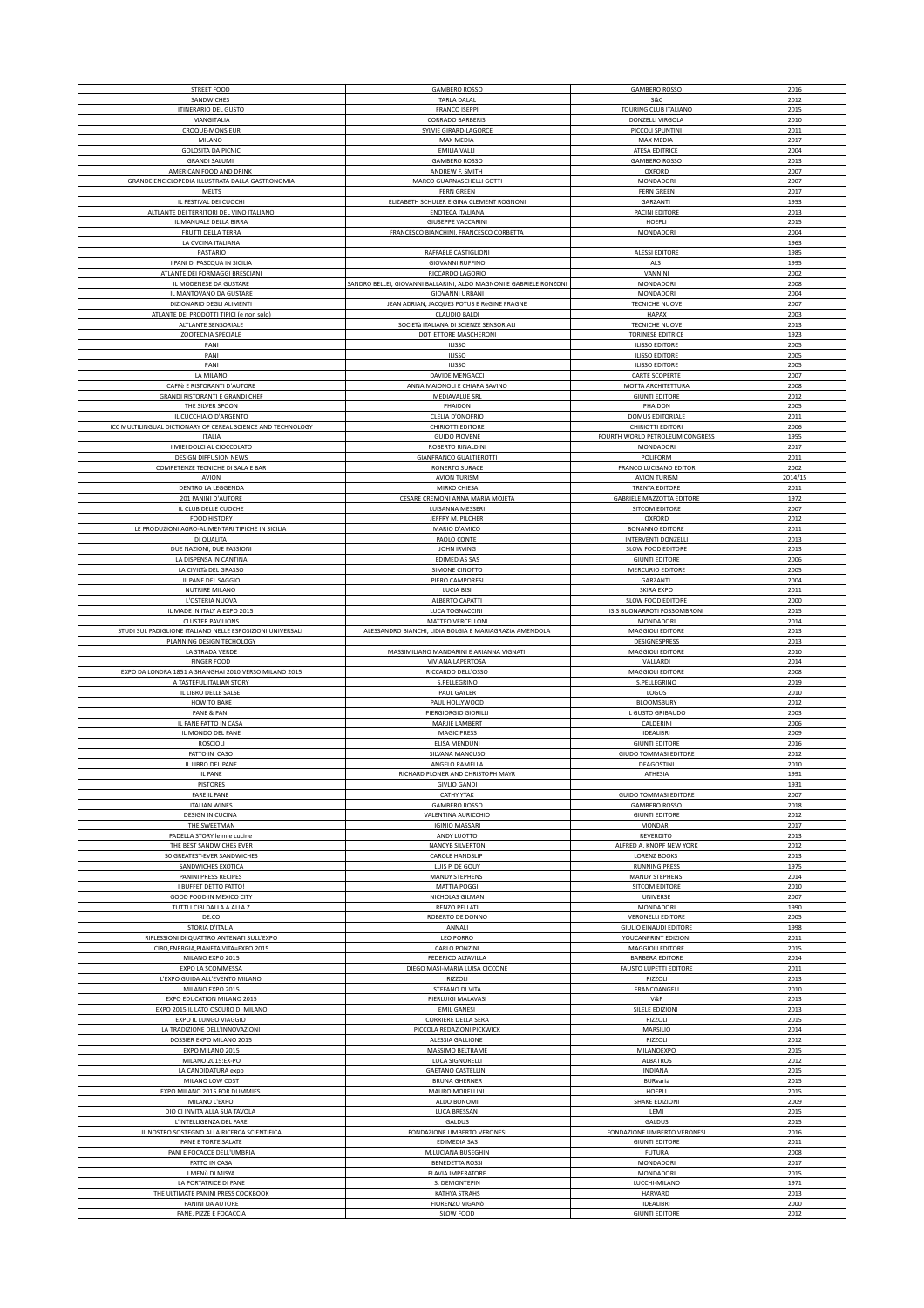| STREET FOOD | GAMBERO ROSSO | GAMBERO ROSSO | 2016 |
|---|---|---|---|
| SANDWICHES | TARLA DALAL | S&C | 2012 |
| ITINERARIO DEL GUSTO | FRANCO ISEPPI | TOURING CLUB ITALIANO | 2015 |
| MANGITALIA | CORRADO BARBERIS | DONZELLI VIRGOLA | 2010 |
| CROQUE-MONSIEUR | SYLVIE GIRARD-LAGORCE | PICCOLI SPUNTINI | 2011 |
| MILANO | MAX MEDIA | MAX MEDIA | 2017 |
| GOLOSITA DA PICNIC | EMILIA VALLI | ATESA EDITRICE | 2004 |
| GRANDI SALUMI | GAMBERO ROSSO | GAMBERO ROSSO | 2013 |
| AMERICAN FOOD AND DRINK | ANDREW F. SMITH | OXFORD | 2007 |
| GRANDE ENCICLOPEDIA ILLUSTRATA DALLA GASTRONOMIA | MARCO GUARNASCHELLI GOTTI | MONDADORI | 2007 |
| MELTS | FERN GREEN | FERN GREEN | 2017 |
| IL FESTIVAL DEI CUOCHI | ELIZABETH SCHULER E GINA CLEMENT ROGNONI | GARZANTI | 1953 |
| ALTLANTE DEI TERRITORI DEL VINO ITALIANO | ENOTECA ITALIANA | PACINI EDITORE | 2013 |
| IL MANUALE DELLA BIRRA | GIUSEPPE VACCARINI | HOEPLI | 2015 |
| FRUTTI DELLA TERRA | FRANCESCO BIANCHINI, FRANCESCO CORBETTA | MONDADORI | 2004 |
| LA CVCINA ITALIANA | | | 1963 |
| PASTARIO | RAFFAELE CASTIGLIONI | ALESSI EDITORE | 1985 |
| I PANI DI PASCQUA IN SICILIA | GIOVANNI RUFFINO | ALS | 1995 |
| ATLANTE DEI FORMAGGI BRESCIANI | RICCARDO LAGORIO | VANNINI | 2002 |
| IL MODENESE DA GUSTARE | SANDRO BELLEI, GIOVANNI BALLARINI, ALDO MAGNONI E GABRIELE RONZONI | MONDADORI | 2008 |
| IL MANTOVANO DA GUSTARE | GIOVANNI URBANI | MONDADORI | 2004 |
| DIZIONARIO DEGLI ALIMENTI | JEAN ADRIAN, JACQUES POTUS E RèGINE FRAGNE | TECNICHE NUOVE | 2007 |
| ATLANTE DEI PRODOTTI TIPICI (e non solo) | CLAUDIO BALDI | HAPAX | 2003 |
| ALTLANTE SENSORIALE | SOCIETà ITALIANA DI SCIENZE SENSORIALI | TECNICHE NUOVE | 2013 |
| ZOOTECNIA SPECIALE | DOT. ETTORE MASCHERONI | TORINESE EDITRICE | 1923 |
| PANI | ILISSO | ILISSO EDITORE | 2005 |
| PANI | ILISSO | ILISSO EDITORE | 2005 |
| PANI | ILISSO | ILISSO EDITORE | 2005 |
| LA MILANO | DAVIDE MENGACCI | CARTE SCOPERTE | 2007 |
| CAFFè E RISTORANTI D'AUTORE | ANNA MAIONOLI E CHIARA SAVINO | MOTTA ARCHITETTURA | 2008 |
| GRANDI RISTORANTI E GRANDI CHEF | MEDIAVALUE SRL | GIUNTI EDITORE | 2012 |
| THE SILVER SPOON | PHAIDON | PHAIDON | 2005 |
| IL CUCCHIAIO D'ARGENTO | CLELIA D'ONOFRIO | DOMUS EDITORIALE | 2011 |
| ICC MULTILINGUAL DICTIONARY OF CEREAL SCIENCE AND TECHNOLOGY | CHIRIOTTI EDITORE | CHIRIOTTI EDITORI | 2006 |
| ITALIA | GUIDO PIOVENE | FOURTH WORLD PETROLEUM CONGRESS | 1955 |
| I MIEI DOLCI AL CIOCCOLATO | ROBERTO RINALDINI | MONDADORI | 2017 |
| DESIGN DIFFUSION NEWS | GIANFRANCO GUALTIEROTTI | POLIFORM | 2011 |
| COMPETENZE TECNICHE DI SALA E BAR | RONERTO SURACE | FRANCO LUCISANO EDITOR | 2002 |
| AVION | AVION TURISM | AVION TURISM | 2014/15 |
| DENTRO LA LEGGENDA | MIRKO CHIESA | TRENTA EDITORE | 2011 |
| 201 PANINI D'AUTORE | CESARE CREMONI ANNA MARIA MOJETA | GABRIELE MAZZOTTA EDITORE | 1972 |
| IL CLUB DELLE CUOCHE | LUISANNA MESSERI | SITCOM EDITORE | 2007 |
| FOOD HISTORY | JEFFRY M. PILCHER | OXFORD | 2012 |
| LE PRODUZIONI AGRO-ALIMENTARI TIPICHE IN SICILIA | MARIO D'AMICO | BONANNO EDITORE | 2011 |
| DI QUALITA | PAOLO CONTE | INTERVENTI DONZELLI | 2013 |
| DUE NAZIONI, DUE PASSIONI | JOHN IRVING | SLOW FOOD EDITORE | 2013 |
| LA DISPENSA IN CANTINA | EDIMEDIAS SAS | GIUNTI EDITORE | 2006 |
| LA CIVILTà DEL GRASSO | SIMONE CINOTTO | MERCURIO EDITORE | 2005 |
| IL PANE DEL SAGGIO | PIERO CAMPORESI | GARZANTI | 2004 |
| NUTRIRE MILANO | LUCIA BISI | SKIRA EXPO | 2011 |
| L'OSTERIA NUOVA | ALBERTO CAPATTI | SLOW FOOD EDITORE | 2000 |
| IL MADE IN ITALY A EXPO 2015 | LUCA TOGNACCINI | ISIS BUONARROTI FOSSOMBRONI | 2015 |
| CLUSTER PAVILIONS | MATTEO VERCELLONI | MONDADORI | 2014 |
| STUDI SUL PADIGLIONE ITALIANO NELLE ESPOSIZIONI UNIVERSALI | ALESSANDRO BIANCHI, LIDIA BOLGIA E MARIAGRAZIA AMENDOLA | MAGGIOLI EDITORE | 2013 |
| PLANNING DESIGN TECHOLOGY | | DESIGNESPRESS | 2013 |
| LA STRADA VERDE | MASSIMILIANO MANDARINI E ARIANNA VIGNATI | MAGGIOLI EDITORE | 2010 |
| FINGER FOOD | VIVIANA LAPERTOSA | VALLARDI | 2014 |
| EXPO DA LONDRA 1851 A SHANGHAI 2010 VERSO MILANO 2015 | RICCARDO DELL'OSSO | MAGGIOLI EDITORE | 2008 |
| A TASTEFUL ITALIAN STORY | S.PELLEGRINO | S.PELLEGRINO | 2019 |
| IL LIBRO DELLE SALSE | PAUL GAYLER | LOGOS | 2010 |
| HOW TO BAKE | PAUL HOLLYWOOD | BLOOMSBURY | 2012 |
| PANE & PANI | PIERGIORGIO GIORILLI | IL GUSTO GRIBAUDO | 2003 |
| IL PANE FATTO IN CASA | MARJIE LAMBERT | CALDERINI | 2006 |
| IL MONDO DEL PANE | MAGIC PRESS | IDEALIBRI | 2009 |
| ROSCIOLI | ELISA MENDUNI | GIUNTI EDITORE | 2016 |
| FATTO IN CASO | SILVANA MANCUSO | GIUDO TOMMASI EDITORE | 2012 |
| IL LIBRO DEL PANE | ANGELO RAMELLA | DEAGOSTINI | 2010 |
| IL PANE | RICHARD PLONER AND CHRISTOPH MAYR | ATHESIA | 1991 |
| PISTORES | GIVLIO GANDI | | 1931 |
| FARE IL PANE | CATHY YTAK | GUIDO TOMMASI EDITORE | 2007 |
| ITALIAN WINES | GAMBERO ROSSO | GAMBERO ROSSO | 2018 |
| DESIGN IN CUCINA | VALENTINA AURICCHIO | GIUNTI EDITORE | 2012 |
| THE SWEETMAN | IGINIO MASSARI | MONDARI | 2017 |
| PADELLA STORY le mie cucine | ANDY LUOTTO | REVERDITO | 2013 |
| THE BEST SANDWICHES EVER | NANCYB SILVERTON | ALFRED A. KNOPF NEW YORK | 2012 |
| 50 GREATEST-EVER SANDWICHES | CAROLE HANDSLIP | LORENZ BOOKS | 2013 |
| SANDWICHES EXOTICA | LUIS P. DE GOUY | RUNNING PRESS | 1975 |
| PANINI PRESS RECIPES | MANDY STEPHENS | MANDY STEPHENS | 2014 |
| I BUFFET DETTO FATTO! | MATTIA POGGI | SITCOM EDITORE | 2010 |
| GOOD FOOD IN MEXICO CITY | NICHOLAS GILMAN | UNIVERSE | 2007 |
| TUTTI I CIBI DALLA A ALLA Z | RENZO PELLATI | MONDADORI | 1990 |
| DE.CO | ROBERTO DE DONNO | VERONELLI EDITORE | 2005 |
| STORIA D'ITALIA | ANNALI | GIULIO EINAUDI EDITORE | 1998 |
| RIFLESSIONI DI QUATTRO ANTENATI SULL'EXPO | LEO PORRO | YOUCANPRINT EDIZIONI | 2011 |
| CIBO,ENERGIA,PIANETA,VITA=EXPO 2015 | CARLO PONZINI | MAGGIOLI EDITORE | 2015 |
| MILANO EXPO 2015 | FEDERICO ALTAVILLA | BARBERA EDITORE | 2014 |
| EXPO LA SCOMMESSA | DIEGO MASI-MARIA LUISA CICCONE | FAUSTO LUPETTI EDITORE | 2011 |
| L'EXPO GUIDA ALL'EVENTO MILANO | RIZZOLI | RIZZOLI | 2013 |
| MILANO EXPO 2015 | STEFANO DI VITA | FRANCOANGELI | 2010 |
| EXPO EDUCATION MILANO 2015 | PIERLUIGI MALAVASI | V&P | 2013 |
| EXPO 2015 IL LATO OSCURO DI MILANO | EMIL GANESI | SILELE EDIZIONI | 2013 |
| EXPO IL LUNGO VIAGGIO | CORRIERE DELLA SERA | RIZZOLI | 2015 |
| LA TRADIZIONE DELL'INNOVAZIONI | PICCOLA REDAZIONI PICKWICK | MARSILIO | 2014 |
| DOSSIER EXPO MILANO 2015 | ALESSIA GALLIONE | RIZZOLI | 2012 |
| EXPO MILANO 2015 | MASSIMO BELTRAME | MILANOEXPO | 2015 |
| MILANO 2015:EX-PO | LUCA SIGNORELLI | ALBATROS | 2012 |
| LA CANDIDATURA expo | GAETANO CASTELLINI | INDIANA | 2015 |
| MILANO LOW COST | BRUNA GHERNER | BURvaria | 2015 |
| EXPO MILANO 2015 FOR DUMMIES | MAURO MORELLINI | HOEPLI | 2015 |
| MILANO L'EXPO | ALDO BONOMI | SHAKE EDIZIONI | 2009 |
| DIO CI INVITA ALLA SUA TAVOLA | LUCA BRESSAN | LEMI | 2015 |
| L'INTELLIGENZA DEL FARE | GALDUS | GALDUS | 2015 |
| IL NOSTRO SOSTEGNO ALLA RICERCA SCIENTIFICA | FONDAZIONE UMBERTO VERONESI | FONDAZIONE UMBERTO VERONESI | 2016 |
| PANE E TORTE SALATE | EDIMEDIA SAS | GIUNTI EDITORE | 2011 |
| PANI E FOCACCE DELL'UMBRIA | M.LUCIANA BUSEGHIN | FUTURA | 2008 |
| FATTO IN CASA | BENEDETTA ROSSI | MONDADORI | 2017 |
| I MENù DI MISYA | FLAVIA IMPERATORE | MONDADORI | 2015 |
| LA PORTATRICE DI PANE | S. DEMONTEPIN | LUCCHI-MILANO | 1971 |
| THE ULTIMATE PANINI PRESS COOKBOOK | KATHYA STRAHS | HARVARD | 2013 |
| PANINI DA AUTORE | FIORENZO VIGANò | IDEALIBRI | 2000 |
| PANE, PIZZE E FOCACCIA | SLOW FOOD | GIUNTI EDITORE | 2012 |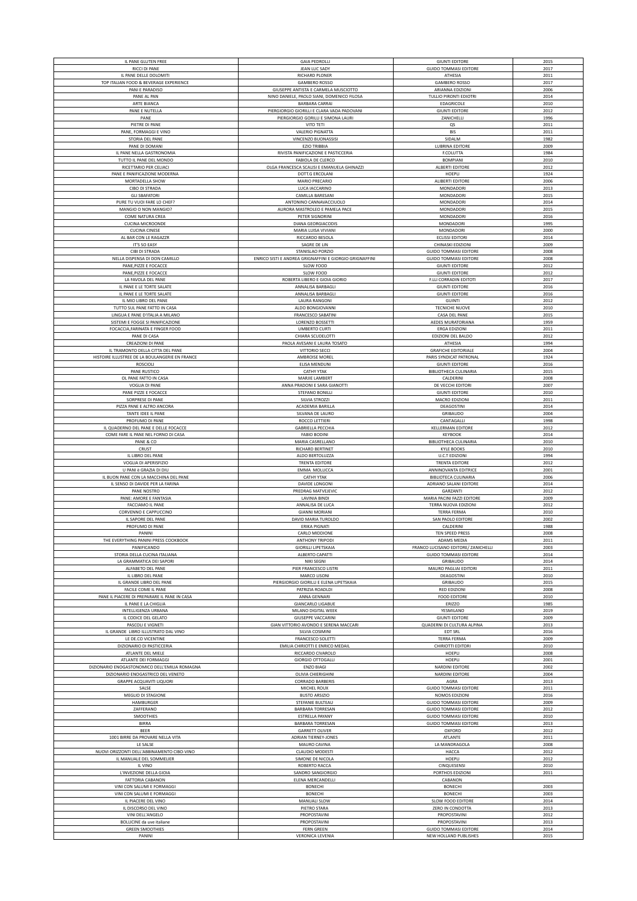| IL PANE GLUTEN FREE | GAIA PEDROLLI | GIUNTI EDITORE | 2015 |
|---|---|---|---|
| RICCI DI PANE | JEAN LUC SADY | GUIDO TOMMASI EDITORE | 2017 |
| IL PANE DELLE DOLOMITI | RICHARD PLONER | ATHESIA | 2011 |
| TOP ITALIAN FOOD & BEVERAGE EXPERIENCE | GAMBERO ROSSO | GAMBERO ROSSO | 2017 |
| PANI E PARADISO | GIUSEPPE ANTISTA E CARMELA MUSCIOTTO | ARIANNA EDIZIONI | 2006 |
| PANE AL PAN | NINO DANIELE, PAOLO SIANI, DOMENICO FILOSA | TULLIO PIRONTI EDIOTRI | 2014 |
| ARTE BIANCA | BARBARA CARRAI | EDAGRICOLE | 2010 |
| PANE E NUTELLA | PIERGIORGIO GIORILLI E CLARA VADA PADOVANI | GIUNTI EDITORE | 2012 |
| PANE | PIERGIORGIO GORILLI E SIMONA LAURI | ZANICHELLI | 1996 |
| PIETRE DI PANE | VITO TETI | QS | 2011 |
| PANE, FORMAGGI E VINO | VALERIO PIGNATTA | BIS | 2011 |
| STORIA DEL PANE | VINCENZO BUONASSISI | SIDALM | 1982 |
| PANE DI DOMANI | EZIO TRIBBIA | LUBRINA EDITORE | 2009 |
| IL PANE NELLA GASTRONOMIA | RIVISTA PANIFICAZIONE E PASTICCERIA | F.COLUTTA | 1984 |
| TUTTO IL PANE DEL MONDO | FABIOLA DE CLERCQ | BOMPIANI | 2010 |
| RICETTARIO PER CELIACI | OLGA FRANCESCA SCALISI E EMANUELA GHINAZZI | ALBERTI EDITORE | 2012 |
| PANE E PANIFICAZIONE MODERNA | DOTT.G ERCOLANI | HOEPLI | 1924 |
| MORTADELLA SHOW | MARIO PRECARIO | ALIBERTI EDITORE | 2006 |
| CIBO DI STRADA | LUCA IACCARINO | MONDADORI | 2013 |
| GLI SBAFATORI | CAMILLA BARESANI | MONDADORI | 2015 |
| PURE TU VUOI FARE LO CHEF? | ANTONINO CANNAVACCIUOLO | MONDADORI | 2014 |
| MANGIO O NON MANGIO? | AURORA MASTROLEO E PAMELA PACE | MONDADORI | 2015 |
| COME NATURA CREA | PETER SIGNORINI | MONDADORI | 2016 |
| CUCINA MICROONDE | DIANA GEORGIACODIS | MONDADORI | 1995 |
| CUCINA CINESE | MARIA LUISA VIVIANI | MONDADORI | 2000 |
| AL BAR CON LE RAGAZZR | RICCARDO BESOLA | ECLISSI EDITORI | 2014 |
| IT'S SO EASY | SAGRE DE LIN | CHINASKI EDIZIONI | 2009 |
| CIBI DI STRADA | STANISLAO PORZIO | GUIDO TOMMASI EDITORE | 2008 |
| NELLA DISPENSA DI DON CAMILLO | ENRICO SISTI E ANDREA GRIGNAFFINI E GIORGIO GRIGNAFFINI | GUIDO TOMMASI EDITORE | 2008 |
| PANE,PIZZE E FOCACCE | SLOW FOOD | GIUNTI EDITORE | 2012 |
| PANE,PIZZE E FOCACCE | SLOW FOOD | GIUNTI EDITORE | 2012 |
| LA FAVOLA DEL PANE | ROBERTA LIBERO E GIOIA GIORIO | F.LLI CORRADIN EDITOTI | 2017 |
| IL PANE E LE TORTE SALATE | ANNALISA BARBAGLI | GIUNTI EDITORE | 2016 |
| IL PANE E LE TORTE SALATE | ANNALISA BARBAGLI | GIUNTI EDITORE | 2016 |
| IL MIO LIBRO DEL PANE | LAURA RANGONI | GIUNTI | 2012 |
| TUTTO SUL PANE FATTO IN CASA | ALDO BONGIOVANNI | TECNICHE NUOVE | 2010 |
| LINGUA E PANE D'ITALIA A MILANO | FRANCESCO SABATINI | CASA DEL PANE | 2015 |
| SISTEMI E FOGGE SI PANIFICAZIONE | LORENZO BOSSETTI | AEDES MURATORIANA | 1959 |
| FOCACCIA,FARINATA E FINGER FOOD | UMBERTO CURTI | ERGA EDIZIONI | 2011 |
| PANE DI CASA | CHIARA SCUDELOTTI | EDIZIONI DEL BALDO | 2012 |
| CREAZIONI DI PANE | PAOLA AVESANI E LAURA TOSATO | ATHESIA | 1994 |
| IL TRAMONTO DELLA CITTA DEL PANE | VITTORIO SECCI | GRAFICHE EDITORIALE | 2004 |
| HISTOIRE ILLUSTREE DE LA BOULANGERIE EN FRANCE | AMBROISE MOREL | PARIS SYNDICAT PATRONAL | 1924 |
| ROSCIOLI | ELISA MENDUNI | GIUNTI EDITORE | 2016 |
| PANE RUSTICO | CATHY YTAK | BIBLIOTHECA CULINARIA | 2015 |
| OL PANE FATTO IN CASA | MARJIE LAMBERT | CALDERINI | 2008 |
| VOGLIA DI PANE | ANNA PRADONI E SARA GIANOTTI | DE VECCHI EDITORI | 2007 |
| PANE PIZZE E FOCACCE | STEFANO BONILLI | GIUNTI EDITORE | 2010 |
| SORPRESE DI PANE | SILVIA STROZZI | MACRO EDIZIONI | 2011 |
| PIZZA PANE E ALTRO ANCORA | ACADEMIA BARILLA | DEAGOSTINI | 2014 |
| TANTE IDEE IL PANE | SILVANA DE LAURO | GRIBAUDO | 2004 |
| PROFUMO DI PANE | ROCCO LETTIERI | CANTAGALLI | 1998 |
| IL QUADERNO DEL PANE E DELLE FOCACCE | GABRIELLA PECCHIA | KELLERMAN EDITORE | 2012 |
| COME FARE IL PANE NEL FORNO DI CASA | FABIO BODINI | KEYBOOK | 2014 |
| PANE & CO | MARIA CASRELLANO | BIBLIOTHECA CULINARIA | 2010 |
| CRUST | RICHARD BERTINET | KYLE BOOKS | 2010 |
| IL LIBRO DEL PANE | ALDO BERTOLUZZA | U.C.T EDIZIONI | 1994 |
| VOGLIA DI APERISFIZIO | TRENTA EDITORE | TRENTA EDITORE | 2012 |
| U PANI è GRAZIA DI DIU | EMMA MOLLICCA | ANNINOVANTA EDITRICE | 2001 |
| IL BUON PANE CON LA MACCHINA DEL PANE | CATHY YTAK | BIBLIOTECA CULINARIA | 2006 |
| IL SENSO DI DAVIDE PER LA FARINA | DAVIDE LONGONI | ADRIANO SALANI EDITORE | 2014 |
| PANE NOSTRO | PREDRAG MATVEJEVIC | GARZANTI | 2012 |
| PANE: AMORE E FANTASIA | LAVINIA BINDI | MARIA PACINI FAZZI EDITORE | 2009 |
| FACCIAMO IL PANE | ANNALISA DE LUCA | TERRA NUOVA EDIZIONI | 2012 |
| CORVENNO E CAPPUCCINO | GIANNI MORIANI | TERRA FERMA | 2010 |
| IL SAPORE DEL PANE | DAVID MARIA TUROLDO | SAN PAOLO EDITORE | 2002 |
| PROFUMO DI PANE | ERIKA PIGNATI | CALDERINI | 1988 |
| PANINI | CARLO MIDDIONE | TEN SPEED PRESS | 2008 |
| THE EVERYTHING PANINI PRESS COOKBOOK | ANTHONY TRIPODI | ADAMS MEDIA | 2011 |
| PANIFICANDO | GIORILLI LIPETSKAIA | FRANCO LUCISANO EDITORE/ ZANICHELLI | 2003 |
| STORIA DELLA CUCINA ITALIANA | ALBERTO CAPATTI | GUIDO TOMMASI EDITORE | 2014 |
| LA GRAMMATICA DEI SAPORI | NIKI SEGNI | GRIBAUDO | 2014 |
| ALFABETO DEL PANE | PIER FRANCESCO LISTRI | MAURO PAGLIAI EDITORI | 2011 |
| IL LIBRO DEL PANE | MARCO LISONI | DEAGOSTINI | 2010 |
| IL GRANDE LIBRO DEL PANE | PIERGIORGIO GIORILLI E ELENA LIPETSKAIA | GRIBAUDO | 2015 |
| FACILE COME IL PANE | PATRIZIA ROADLDI | RED EDIZIONI | 2008 |
| PANE IL PIACERE DI PREPARARE IL PANE IN CASA | ANNA GENNARI | FOOD EDITORE | 2010 |
| IL PANE E LA CHIGLIA | GIANCARLO LIGABUE | ERIZZO | 1985 |
| INTELLIGENZA URBANA | MILANO DIGITAL WEEK | YESMILANO | 2019 |
| IL CODICE DEL GELATO | GIUSEPPE VACCARINI | GIUNTI EDITORE | 2009 |
| PASCOLI E VIGNETI | GIAN VITTORIO AVONDO E SERENA MACCARI | QUADERNI DI CULTURA ALPINA | 2013 |
| IL GRANDE LIBRO ILLUSTRATO DAL VINO | SILVIA COSIMINI | EDT SRL | 2016 |
| LE DE.CO VICENTINE | FRANCESCO SOLETTI | TERRA FERMA | 2009 |
| DIZIONARIO DI PASTICCERIA | EMILIA CHIRIOTTI E ENRICO MEDAIL | CHIRIOTTI EDITORI | 2010 |
| ATLANTE DEL MIELE | RICCARDO CIVAROLO | HOEPLI | 2008 |
| ATLANTE DEI FORMAGGI | GIORGIO OTTOGALLI | HOEPLI | 2001 |
| DIZIONARIO ENOGASTONOMICO DELL'EMILIA ROMAGNA | ENZO BIAGI | NARDINI EDITORE | 2002 |
| DIZIONARIO ENOGASTRICO DEL VENETO | OLIVIA CHIERIGHINI | NARDINI EDITORE | 2004 |
| GRAPPE ACQUAVITI LIQUORI | CORRADO BARBERIS | AGRA | 2013 |
| SALSE | MICHEL ROUX | GUIDO TOMMASI EDITORE | 2011 |
| MEGLIO DI STAGIONE | BUSTO ARSIZIO | NOMOS EDIZIONI | 2016 |
| HAMBURGER | STEFANIE BULTEAU | GUIDO TOMMASI EDITORE | 2009 |
| ZAFFERANO | BARBARA TORRESAN | GUIDO TOMMASI EDITORE | 2012 |
| SMOOTHIES | ESTRELLA PAYANY | GUIDO TOMMASI EDITORE | 2010 |
| BIRRA | BARBARA TORRESAN | GUIDO TOMMASI EDITORE | 2013 |
| BEER | GARRETT OLIVER | OXFORD | 2012 |
| 1001 BIRRE DA PROVARE NELLA VITA | ADRIAN TIERNEY-JONES | ATLANTE | 2011 |
| LE SALSE | MAURO CAVINA | LA MANDRAGOLA | 2008 |
| NUOVI ORIZZONTI DELL'ABBINAMENTO CIBO-VINO | CLAUDIO MODESTI | HACCA | 2012 |
| IL MANUALE DEL SOMMELIER | SIMONE DE NICOLA | HOEPLI | 2012 |
| IL VINO | ROBERTO RACCA | CINQUESENSI | 2010 |
| L'INVEZIONE DELLA GIOIA | SANDRO SANGIORGIO | PORTHOS EDIZIONI | 2011 |
| FATTORIA CABANON | ELENA MERCANDELLI | CABANON | |
| VINI CON SALUMI E FORMAGGI | BONECHI | BONECHI | 2003 |
| VINI CON SALUMI E FORMAGGI | BONECHI | BONECHI | 2003 |
| IL PIACERE DEL VINO | MANUALI SLOW | SLOW FOOD EDITORE | 2014 |
| IL DISCORSO DEL VINO | PIETRO STARA | ZERO IN CONDOTTA | 2013 |
| VINI DELL'ANGELO | PROPOSTAVINI | PROPOSTAVINI | 2012 |
| BOLLICINE da uve italiane | PROPOSTAVINI | PROPOSTAVINI | 2013 |
| GREEN SMOOTHIES | FERN GREEN | GUIDO TOMMASI EDITORE | 2014 |
| PANINI | VERONICA LEVENIA | NEW HOLLAND PUBLISHES | 2015 |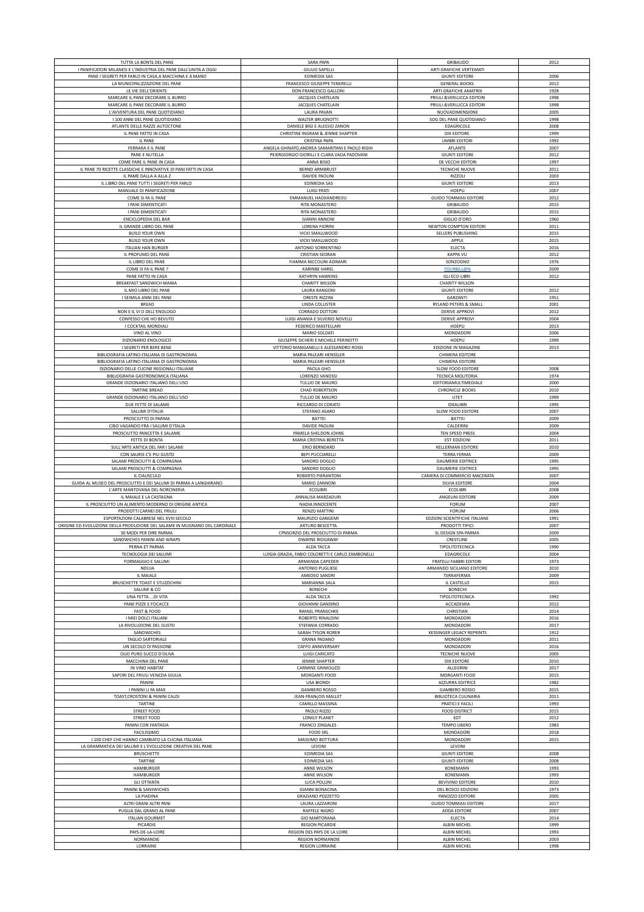| | | | |
|---|---|---|---|
| TUTTA LA BONTà DEL PANE | SARA PAPA | GRIBAUDO | 2012 |
| I PANIFICATORI MILANESI E L'INDUSTRIA DEL PANE DALL'UNITA A OGGI | GIULIO SAPELLI | ARTI GRAFICHE VERTEMATI | |
| PANE I SEGRETI PER FARLO IN CASA,A MACCHINA E A MANO | EDIMEDIA SAS | GIUNTI EDITORE | 2006 |
| LA MUNICIPALIZZAZIONE DEL PANE | FRANCESCO GIUSEPPE TENERELLI | GENERAL BOOKS | 2012 |
| LE VIE DELL'ORIENTE | DON FRANCESCO GALLONI | ARTI GRAFICHE AMATRIX | 1928 |
| MARCARE IL PANE DECORARE IL BURRO | JACQUES CHATELAIN | PRIULI &VERLUCCA EDITORI | 1998 |
| MARCARE IL PANE DECORARE IL BURRO | JACQUES CHATELAIN | PRIULI &VERLUCCA EDITORI | 1998 |
| L'AVVENTURA DEL PANE QUOTIDIANO | LAURA PAVAN | NUOVADIMENSIONE | 2005 |
| I 100 ANNI DEL PANE QUOTIDIANO | WALTER BRUGNOTTI | SOG DEL PANE QUOTIDIANO | 1998 |
| ATLANTE DELLE RAZZE AUTOCTONE | DANIELE BIGI E ALESSIO ZANON | EDAGRICOLE | 2008 |
| IL PANE FATTO IN CASA | CHRISTINE INGRAM & JENNIE SHAPTER | DIX EDITORE | 1999 |
| IL PANE | CRISTINA PAPA | UMBRI EDITORI | 1992 |
| FERRARA E IL PANE | ANGELA GHINATO,ANDREA SAMARITANI E PAOLO RIGHI | ATLANTE | 2007 |
| PANE E NUTELLA | PEIERGIORGIO GIORILLI E CLARA VADA PADOVANI | GIUNTI EDITORE | 2012 |
| COME FARE IL PANE IN CASA | ANNA BISIO | DE VECCHI EDITORI | 1997 |
| IL PANE 70 RICETTE CLASSICHE E INNOVATIVE DI PANI FATTI IN CASA | BERND ARMBRUST | TECNICHE NUOVE | 2011 |
| IL PAME DALLA A ALLA Z | DAVIDE PAOLINI | RIZZOLI | 2003 |
| IL LIBRO DEL PANE TUTTI I SEGRETI PER FARLO | EDIMEDIA SAS | GIUNTI EDITORE | 2013 |
| MANUALE DI PANIFICAZIONE | LUIGI FRATI | HOEPLI | 2007 |
| COME SI FA IL PANE | EMMANUEL HADJIANDREOU | GUIDO TOMMASI EDITORE | 2012 |
| I PANI DIMENTICATI | RITA MONASTERO | GRIBAUDO | 2015 |
| I PANI DIMENTICATI | RITA MONASTERO | GRIBAUDO | 2015 |
| ENCICLOPEDIA DEL BAR | GIANNI ANNONI | GIGLIO D'ORO | 1960 |
| IL GRANDE LIBRO DEL PANE | LORENA FIORINI | NEWTON COMPTON EDITORI | 2011 |
| BUILD YOUR OWN | VICKI SMALLWOOD | SELLERS PUBLISHING | 2015 |
| BUILD YOUR OWN | VICKI SMALLWOOD | APPLE | 2015 |
| ITALIAN HAN BURGER | ANTONIO SORRENTINO | ELECTA | 2016 |
| IL PROFUMO DEL PANE | CRISTIAN SEDRAN | KAPPA VU | 2012 |
| IL LIBRO DEL PANE | FIAMMA NICCOLINI ADIMARI | SONZOGNO | 1976 |
| COME SI FA IL PANE ? | KARINBE HAREL | TOURBILL@N | 2009 |
| PANE FATTO IN CASA | KATHRYN HAWKINS | GLI ECO-LIBRI | 2012 |
| BREAKFAST SANDWICH MANIA | CHARITY WILSON | CHARITY WILSON | |
| IL MIO LIBRO DEL PANE | LAURA RANGONI | GIUNTI EDITORE | 2012 |
| I SEIMILA ANNI DEL PANE | ORESTE RIZZINI | GARZANTI | 1951 |
| BREAD | LINDA COLLISTER | RYLAND PETERS & SMALL | 2001 |
| NON E IL VI O DELL'ENOLOGO | CORRADO DOTTORI | DERIVE APPROVI | 2012 |
| CONFESSO CHE HO BEVUTO | LUIGI ANANIA E SILVERIO NOVELLI | DERIVE APPROVI | 2004 |
| I COCKTAIL MONDIALI | FEDERICO MASTELLARI | HOEPLI | 2013 |
| VINO AL VINO | MARIO SOLDATI | MONDADORI | 2006 |
| DIZIONARIO ENOLOGICO | GIUSEPPE SICHERI E MICHELE PERINOTTI | HOEPLI | 1999 |
| I SEGRETI PER BERE BENE | VITTORIO MANGANELLI E ALESSANDRO ROSSI | EDIZIONE IN MAGAZINE | 2013 |
| BIBLIOGRAFIA LATINO-ITALIANA DI GASTRONOMIA | MARIA PALEARI HENSSLER | CHIMERA EDITORE | |
| BIBLIOGRAFIA LATINO-ITALIANA DI GASTRONOMIA | MARIA PALEARI HENSSLER | CHIMERA EDITORE | |
| DIZIONARIO DELLE CUCINE REGIONALI ITALIANE | PAOLA GHO | SLOW FOOD EDITORE | 2008 |
| BIBLIOGRAFIA GASTRONOMICA ITALIANA | LORENZO VANOSSI | TECNICA MOLITORIA | 1974 |
| GRANDE DIZIONARIO ITALIANO DELL'USO | TULLIO DE MAURO | EDITORIAMULTIMEDIALE | 2000 |
| TARTINE BREAD | CHAD ROBERTSON | CHRONICLE BOOKS | 2010 |
| GRANDE DIZIONARIO ITALIANO DELL'USO | TULLIO DE MAURO | UTET | 1999 |
| DUE FETTE DI SALAME | RICCARDO DI CORATO | IDEALIBRI | 1995 |
| SALUMI D'ITALIA | STEFANO ASARO | SLOW FOOD EDITORE | 2007 |
| PROSCIUTTO DI PARMA | BATTEI | BATTEI | 2009 |
| CIBO VAGANDO FRA I SALUMI D'ITALIA | DAVIDE PAOLINI | CALDERINI | 2009 |
| PROSCIUTTO PANCETTA E SALAME | PAMELA SHELDON JOHNS | TEN SPEED PRESS | 2004 |
| FETTE DI BONTA | MARIA CRISTINA BERETTA | EST EDIZIONI | 2011 |
| SULL'ARTE ANTICA DEL FAR I SALAMI | ERIO BERNDARD | KELLERMAN EDITORE | 2010 |
| CON SAURIS C'E PIU GUSTO | BEPI PUCCIARELLI | TERRA FERMA | 2009 |
| SALAMI PROSCIUTTI & COMPAGNIA | SANDRO DOGLIO | DAUMERIE EDITRICE | 1995 |
| SALAMI PROSCIUTTI & COMPAGNIA | SANDRO DOGLIO | DAUMERIE EDITRICE | 1995 |
| IL CIAUSCULO | ROBERTO PIERANTONI | CAMERA DI COMMERCIO MACERATA | 2007 |
| GUIDA AL MUSEO DEL PROSCIUTTO E DEI SALUMI DI PARMA A LANGHIRANO | MARIO ZANNONI | SILVIA EDITORE | 2004 |
| L'ARTE MANTOVANA DEL NORCINERIA | ECOLIBRI | ECOLIBRI | 2008 |
| IL MAIALE E LA CASTAGNA | ANNALISA MARZADURI | ANGELINI EDITORE | 2009 |
| IL PROSCIUTTO UN ALIMENTO MODERNO DI ORIGINE ANTICA | NADIA INNOCENTE | FORUM | 2007 |
| PRODOTTI CARNEI DEL FRIULI | RENZO MATTINI | FORUM | 2006 |
| ESPORTAZIONI CALABRESE NEL XVIII SECOLO | MAURIZIO GANGEMI | EDZIONI SCIENTIFICHE ITALIANE | 1991 |
| ORIGINE ED EVOLUZIONE DELLA PRODUZIONE DEL SALAME IN MUGNANO DEL CARDINALE | ARTURO BESCETTA | PRODOTTI TIPICI | 2007 |
| 30 MODI PER DIRE PARMA | CPNSORZIO DEL PROSCIUTTO DI PARMA | SL DESIGN SPA PARMA | 2009 |
| SANDWICHES PANINI AND WRAPS | DWAYNE RIDGAWAY | CRESTLINE | 2005 |
| PERNA ET PARMA | ALDA TACCA | TIPOLITOTECNICA | 1990 |
| TECNOLOGIA DEI SALUMI | LUIGIA GRAZIA, FABIO COLORETTI E CARLO ZAMBONELLI | EDAGRICOLE | 2004 |
| FORMAGGIO E SALUMI | ARMANDA CAPEDER | FRATELLI FABBRI EDITORI | 1973 |
| NDUJA | ANTONIO PUGLIESE | ARMANDO SICILIANO EDITORE | 2010 |
| IL MAIALE | AMEDEO SANDRI | TERRAFERMA | 2009 |
| BRUSCHETTE TOAST E STUZZICHINI | MARIANNA SALA | IL CASTELLO | 2015 |
| SALUMI & CO | BONECHI | BONECHI | |
| UNA FETTA....DI VITA | ALDA TACCA | TIPOLITOTECNICA | 1992 |
| PANE PIZZE E FOCACCE | GIOVANNI GANDINO | ACCADEMIA | 2012 |
| FAST & FOOD | RAFAEL PRANSCHKE | CHRISTIAN | 2014 |
| I MIEI DOLCI ITALIANI | ROBERTO RINALDINI | MONDADORI | 2016 |
| LA RIVOLUZIONE DEL GUSTO | STEFANIA CORRADO | MONDADORI | 2017 |
| SANDWICHES | SARAH TYSON RORER | KESSINGER LEGACY REPRINTS | 1912 |
| TAGLIO SARTORIALE | GRANA PADANO | MONDADORI | 2011 |
| UN SECOLO DI PASSIONE | CAFFO ANNIVERSARY | MONDADORI | 2016 |
| OLIO PURO SUCCO D'OLIVA | LUIGI CARICATO | TECNICHE NUOVE | 2005 |
| MACCHINA DEL PANE | JENNIE SHAPTER | DIX EDITORE | 2010 |
| IN VINO HABITAT | CARMINE GRIMOLIZZI | ALLEGRINI | 2017 |
| SAPORI DEL FRIULI VENEZIA GIULIA | MORGANTI FOOD | MORGANTI FOOD | 2015 |
| PANINI | LISA BIONDI | AZZURRA EDITRICE | 1982 |
| I PANINI LI FA MAX | GAMBERO ROSSO | GAMBERO ROSSO | 2015 |
| TOAST,CROSTONI & PANINI CALDI | JEAN-FRAN¢OIS MALLET | BIBLIOTECA CULINARIA | 2011 |
| TARTINE | CAMILLO MASSINA | PRATICI E FACILI | 1993 |
| STREET FOOD | PAOLO RIZZO | FOOD DISTRICT | 2015 |
| STREET FOOD | LONELY PLANET | EDT | 2012 |
| PANINI CON FANTASIA | FRANCO ZINGALES | TEMPO LIBERO | 1983 |
| FACILISSIMO | FOOD SRL | MONDADORI | 2018 |
| I 100 CHEF CHE HANNO CAMBIATO LA CUCINA ITALIANA | MASSIMO BOTTURA | MONDADORI | 2015 |
| LA GRAMMATICA DEI SALUMI E L'EVOLUZIONE CREATIVA DEL PANE | LEVONI | LEVONI | |
| BRUSCHETTE | EDIMEDIA SAS | GIUNTI EDITORE | 2008 |
| TARTINE | EDIMEDIA SAS | GIUNTI EDITORE | 2008 |
| HAMBURGER | ANNE WILSON | KONEMANN | 1993 |
| HAMBURGER | ANNE WILSON | KONEMANN | 1993 |
| GLI OTTANTA | LUCA POLLINI | BEVIVINO EDITORE | 2010 |
| PANINI & SANSWICHES | GIANNI BONACINA | DEL BOSCO EDIZIONI | 1973 |
| LA PIADINA | GRAZIANO POZZETTO | PANOZZO EDITORE | 2005 |
| ALTRI GRANI ALTRI PANI | LAURA LAZZARONI | GUIDO TOMMASI EDITORE | 2017 |
| PUGLIA DAL GRANO AL PANE | RAFFELE NIGRO | ADDA EDITORE | 2007 |
| ITALIAN GOURMET | GIO MARTORANA | ELECTA | 2014 |
| PICARDIE | REGION PICARDIE | ALBIN MICHEL | 1999 |
| PAYS-DE-LA-LOIRE | REGION DES PAYS DE LA LOIRE | ALBIN MICHEL | 1993 |
| NORMANDIE | REGION NORMANDIE | ALBIN MICHEL | 2003 |
| LORRAINE | REGION LORRAINE | ALBIN MICHEL | 1998 |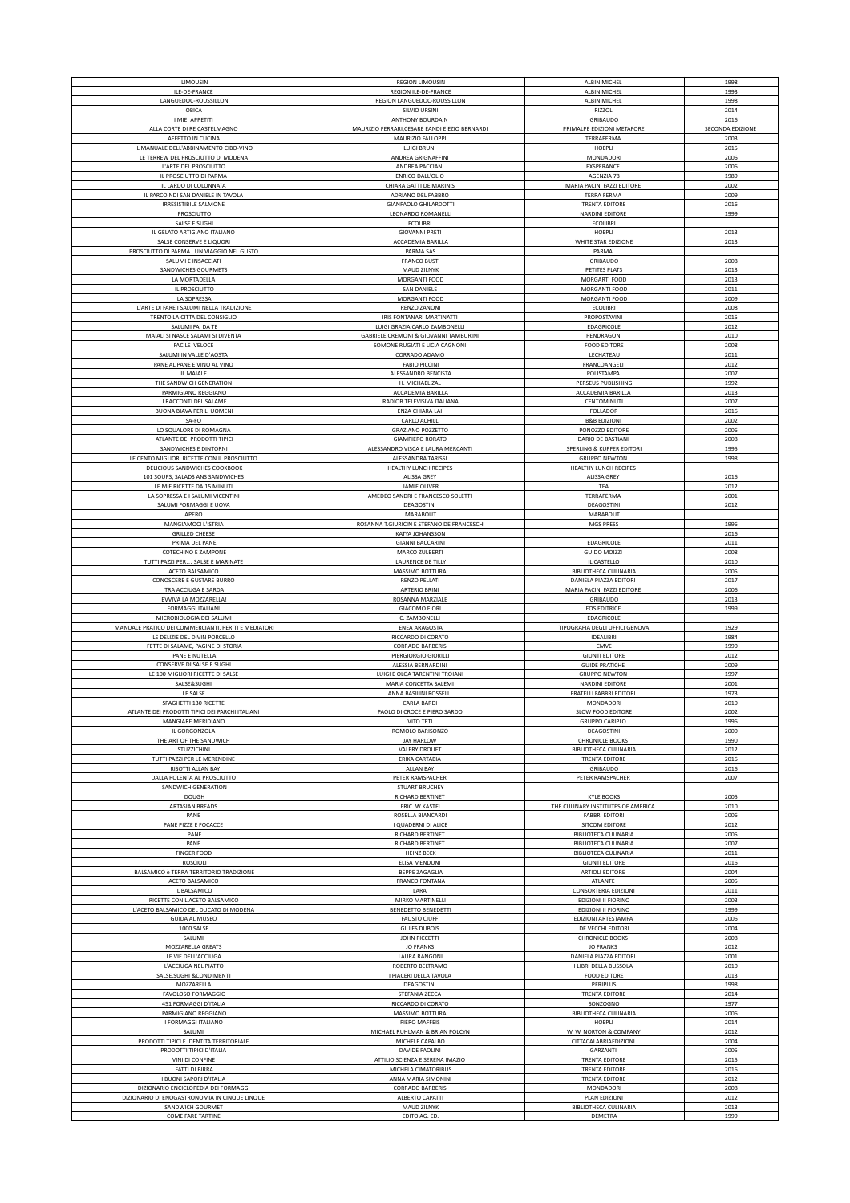| LIMOUSIN | REGION LIMOUSIN | ALBIN MICHEL | 1998 |
|---|---|---|---|
| ILE-DE-FRANCE | REGION ILE-DE-FRANCE | ALBIN MICHEL | 1993 |
| LANGUEDOC-ROUSSILLON | REGION LANGUEDOC-ROUSSILLON | ALBIN MICHEL | 1998 |
| OBICA | SILVIO URSINI | RIZZOLI | 2014 |
| I MIEI APPETITI | ANTHONY BOURDAIN | GRIBAUDO | 2016 |
| ALLA CORTE DI RE CASTELMAGNO | MAURIZIO FERRARI,CESARE EANDI E EZIO BERNARDI | PRIMALPE EDIZIONI METAFORE | SECONDA EDIZIONE |
| AFFETTO IN CUCINA | MAURIZIO FALLOPPI | TERRAFERMA | 2003 |
| IL MANUALE DELL'ABBINAMENTO CIBO-VINO | LUIGI BRUNI | HOEPLI | 2015 |
| LE TERREW DEL PROSCIUTTO DI MODENA | ANDREA GRIGNAFFINI | MONDADORI | 2006 |
| L'ARTE DEL PROSCIUTTO | ANDREA PACCIANI | EXSPERANCE | 2006 |
| IL PROSCIUTTO DI PARMA | ENRICO DALL'OLIO | AGENZIA 78 | 1989 |
| IL LARDO DI COLONNATA | CHIARA GATTI DE MARINIS | MARIA PACINI FAZZI EDITORE | 2002 |
| IL PARCO NDI SAN DANIELE IN TAVOLA | ADRIANO DEL FABBRO | TERRA FERMA | 2009 |
| IRRESISTIBILE SALMONE | GIANPAOLO GHILARDOTTI | TRENTA EDITORE | 2016 |
| PROSCIUTTO | LEONARDO ROMANELLI | NARDINI EDITORE | 1999 |
| SALSE E SUGHI | ECOLIBRI | ECOLIBRI | |
| IL GELATO ARTIGIANO ITALIANO | GIOVANNI PRETI | HOEPLI | 2013 |
| SALSE CONSERVE E LIQUORI | ACCADEMIA BARILLA | WHITE STAR EDIZIONE | 2013 |
| PROSCIUTTO DI PARMA . UN VIAGGIO NEL GUSTO | PARMA SAS | PARMA | |
| SALUMI E INSACCIATI | FRANCO BUSTI | GRIBAUDO | 2008 |
| SANDWICHES GOURMETS | MAUD ZILNYK | PETITES PLATS | 2013 |
| LA MORTADELLA | MORGANTI FOOD | MORGARTI FOOD | 2013 |
| IL PROSCIUTTO | SAN DANIELE | MORGANTI FOOD | 2011 |
| LA SOPRESSA | MORGANTI FOOD | MORGANTI FOOD | 2009 |
| L'ARTE DI FARE I SALUMI NELLA TRADIZIONE | RENZO ZANONI | ECOLIBRI | 2008 |
| TRENTO LA CITTA DEL CONSIGLIO | IRIS FONTANARI MARTINATTI | PROPOSTAVINI | 2015 |
| SALUMI FAI DA TE | LUIGI GRAZIA CARLO ZAMBONELLI | EDAGRICOLE | 2012 |
| MAIALI SI NASCE SALAMI SI DIVENTA | GABRIELE CREMONI & GIOVANNI TAMBURINI | PENDRAGON | 2010 |
| FACILE VELOCE | SOMONE RUGIATI E LICIA CAGNONI | FOOD EDITORE | 2008 |
| SALUMI IN VALLE D'AOSTA | CORRADO ADAMO | LECHATEAU | 2011 |
| PANE AL PANE E VINO AL VINO | FABIO PICCINI | FRANCOANGELI | 2012 |
| IL MAIALE | ALESSANDRO BENCISTA | POLISTAMPA | 2007 |
| THE SANDWICH GENERATION | H. MICHAEL ZAL | PERSEUS PUBLISHING | 1992 |
| PARMIGIANO REGGIANO | ACCADEMIA BARILLA | ACCADEMIA BARILLA | 2013 |
| I RACCONTI DEL SALAME | RADIOB TELEVISIVA ITALIANA | CENTOMINUTI | 2007 |
| BUONA BIAVA PER LI UOMENI | ENZA CHIARA LAI | FOLLADOR | 2016 |
| SA-FO | CARLO ACHILLI | B&B EDIZIONI | 2002 |
| LO SQUALORE DI ROMAGNA | GRAZIANO POZZETTO | PONOZZO EDITORE | 2006 |
| ATLANTE DEI PRODOTTI TIPICI | GIAMPIERO RORATO | DARIO DE BASTIANI | 2008 |
| SANDWICHES E DINTORNI | ALESSANDRO VISCA E LAURA MERCANTI | SPERLING & KUPFER EDITORI | 1995 |
| LE CENTO MIGLIORI RICETTE CON IL PROSCIUTTO | ALESSANDRA TARISSI | GRUPPO NEWTON | 1998 |
| DELICIOUS SANDWICHES COOKBOOK | HEALTHY LUNCH RECIPES | HEALTHY LUNCH RECIPES | |
| 101 SOUPS, SALADS ANS SANDWICHES | ALISSA GREY | ALISSA GREY | 2016 |
| LE MIE RICETTE DA 15 MINUTI | JAMIE OLIVER | TEA | 2012 |
| LA SOPRESSA E I SALUMI VICENTINI | AMEDEO SANDRI E FRANCESCO SOLETTI | TERRAFERMA | 2001 |
| SALUMI FORMAGGI E UOVA | DEAGOSTINI | DEAGOSTINI | 2012 |
| APERO | MARABOUT | MARABOUT | |
| MANGIAMOCI L'ISTRIA | ROSANNA T.GIURICIN E STEFANO DE FRANCESCHI | MGS PRESS | 1996 |
| GRILLED CHEESE | KATYA JOHANSSON | | 2016 |
| PRIMA DEL PANE | GIANNI BACCARINI | EDAGRICOLE | 2011 |
| COTECHINO E ZAMPONE | MARCO ZULBERTI | GUIDO MOIZZI | 2008 |
| TUTTI PAZZI PER.... SALSE E MARINATE | LAURENCE DE TILLY | IL CASTELLO | 2010 |
| ACETO BALSAMICO | MASSIMO BOTTURA | BIBLIOTHECA CULINARIA | 2005 |
| CONOSCERE E GUSTARE BURRO | RENZO PELLATI | DANIELA PIAZZA EDITORI | 2017 |
| TRA ACCIUGA E SARDA | ARTERIO BRINI | MARIA PACINI FAZZI EDITORE | 2006 |
| EVVIVA LA MOZZARELLA! | ROSANNA MARZIALE | GRIBAUDO | 2013 |
| FORMAGGI ITALIANI | GIACOMO FIORI | EOS EDITRICE | 1999 |
| MICROBIOLOGIA DEI SALUMI | C. ZAMBONELLI | EDAGRICOLE | |
| MANUALE PRATICO DEI COMMERCIANTI, PERITI E MEDIATORI | ENEA ARAGOSTA | TIPOGRAFIA DEGLI UFFICI GENOVA | 1929 |
| LE DELIZIE DEL DIVIN PORCELLO | RICCARDO DI CORATO | IDEALIBRI | 1984 |
| FETTE DI SALAME, PAGINE DI STORIA | CORRADO BARBERIS | CMVE | 1990 |
| PANE E NUTELLA | PIERGIORGIO GIORILLI | GIUNTI EDITORE | 2012 |
| CONSERVE DI SALSE E SUGHI | ALESSIA BERNARDINI | GUIDE PRATICHE | 2009 |
| LE 100 MIGLIORI RICETTE DI SALSE | LUIGI E OLGA TARENTINI TROIANI | GRUPPO NEWTON | 1997 |
| SALSE&SUGHI | MARIA CONCETTA SALEMI | NARDINI EDITORE | 2001 |
| LE SALSE | ANNA BASILINI ROSSELLI | FRATELLI FABBRI EDITORI | 1973 |
| SPAGHETTI 130 RICETTE | CARLA BARDI | MONDADORI | 2010 |
| ATLANTE DEI PRODOTTI TIPICI DEI PARCHI ITALIANI | PAOLO DI CROCE E PIERO SARDO | SLOW FOOD EDITORE | 2002 |
| MANGIARE MERIDIANO | VITO TETI | GRUPPO CARIPLO | 1996 |
| IL GORGONZOLA | ROMOLO BARISONZO | DEAGOSTINI | 2000 |
| THE ART OF THE SANDWICH | JAY HARLOW | CHRONICLE BOOKS | 1990 |
| STUZZICHINI | VALERY DROUET | BIBLIOTHECA CULINARIA | 2012 |
| TUTTI PAZZI PER LE MERENDINE | ERIKA CARTABIA | TRENTA EDITORE | 2016 |
| I RISOTTI ALLAN BAY | ALLAN BAY | GRIBAUDO | 2016 |
| DALLA POLENTA AL PROSCIUTTO | PETER RAMSPACHER | PETER RAMSPACHER | 2007 |
| SANDWICH GENERATION | STUART BRUCHEY | | |
| DOUGH | RICHARD BERTINET | KYLE BOOKS | 2005 |
| ARTASIAN BREADS | ERIC. W KASTEL | THE CULINARY INSTITUTES OF AMERICA | 2010 |
| PANE | ROSELLA BIANCARDI | FABBRI EDITORI | 2006 |
| PANE PIZZE E FOCACCE | I QUADERNI DI ALICE | SITCOM EDITORE | 2012 |
| PANE | RICHARD BERTINET | BIBLIOTECA CULINARIA | 2005 |
| PANE | RICHARD BERTINET | BIBLIOTECA CULINARIA | 2007 |
| FINGER FOOD | HEINZ BECK | BIBLIOTECA CULINARIA | 2011 |
| ROSCIOLI | ELISA MENDUNI | GIUNTI EDITORE | 2016 |
| BALSAMICO è TERRA TERRITORIO TRADIZIONE | BEPPE ZAGAGLIA | ARTIOLI EDITORE | 2004 |
| ACETO BALSAMICO | FRANCO FONTANA | ATLANTE | 2005 |
| IL BALSAMICO | LARA | CONSORTERIA EDIZIONI | 2011 |
| RICETTE CON L'ACETO BALSAMICO | MIRKO MARTINELLI | EDIZIONI Il FIORINO | 2003 |
| L'ACETO BALSAMICO DEL DUCATO DI MODENA | BENEDETTO BENEDETTI | EDIZIONI Il FIORINO | 1999 |
| GUIDA AL MUSEO | FAUSTO CIUFFI | EDIZIONI ARTESTAMPA | 2006 |
| 1000 SALSE | GILLES DUBOIS | DE VECCHI EDITORI | 2004 |
| SALUMI | JOHN PICCETTI | CHRONICLE BOOKS | 2008 |
| MOZZARELLA GREATS | JO FRANKS | JO FRANKS | 2012 |
| LE VIE DELL'ACCIUGA | LAURA RANGONI | DANIELA PIAZZA EDITORI | 2001 |
| L'ACCIUGA NEL PIATTO | ROBERTO BELTRAMO | I LIBRI DELLA BUSSOLA | 2010 |
| SALSE,SUGHI &CONDIMENTI | I PIACERI DELLA TAVOLA | FOOD EDITORE | 2013 |
| MOZZARELLA | DEAGOSTINI | PERIPLUS | 1998 |
| FAVOLOSO FORMAGGIO | STEFANIA ZECCA | TRENTA EDITORE | 2014 |
| 451 FORMAGGI D'ITALIA | RICCARDO DI CORATO | SONZOGNO | 1977 |
| PARMIGIANO REGGIANO | MASSIMO BOTTURA | BIBLIOTHECA CULINARIA | 2006 |
| I FORMAGGI ITALIANO | PIERO MAFFEIS | HOEPLI | 2014 |
| SALUMI | MICHAEL RUHLMAN & BRIAN POLCYN | W. W. NORTON & COMPANY | 2012 |
| PRODOTTI TIPICI E IDENTITA TERRITORIALE | MICHELE CAPALBO | CITTACALABRIAEDIZIONI | 2004 |
| PRODOTTI TIPICI D'ITALIA | DAVIDE PAOLINI | GARZANTI | 2005 |
| VINI DI CONFINE | ATTILIO SCIENZA E SERENA IMAZIO | TRENTA EDITORE | 2015 |
| FATTI DI BIRRA | MICHELA CIMATORIBUS | TRENTA EDITORE | 2016 |
| I BUONI SAPORI D'ITALIA | ANNA MARIA SIMONINI | TRENTA EDITORE | 2012 |
| DIZIONARIO ENCICLOPEDIA DEI FORMAGGI | CORRADO BARBERIS | MONDADORI | 2008 |
| DIZIONARIO DI ENOGASTRONOMIA IN CINQUE LINQUE | ALBERTO CAPATTI | PLAN EDIZIONI | 2012 |
| SANDWICH GOURMET | MAUD ZILNYK | BIBLIOTHECA CULINARIA | 2013 |
| COME FARE TARTINE | EDITO AG. ED. | DEMETRA | 1999 |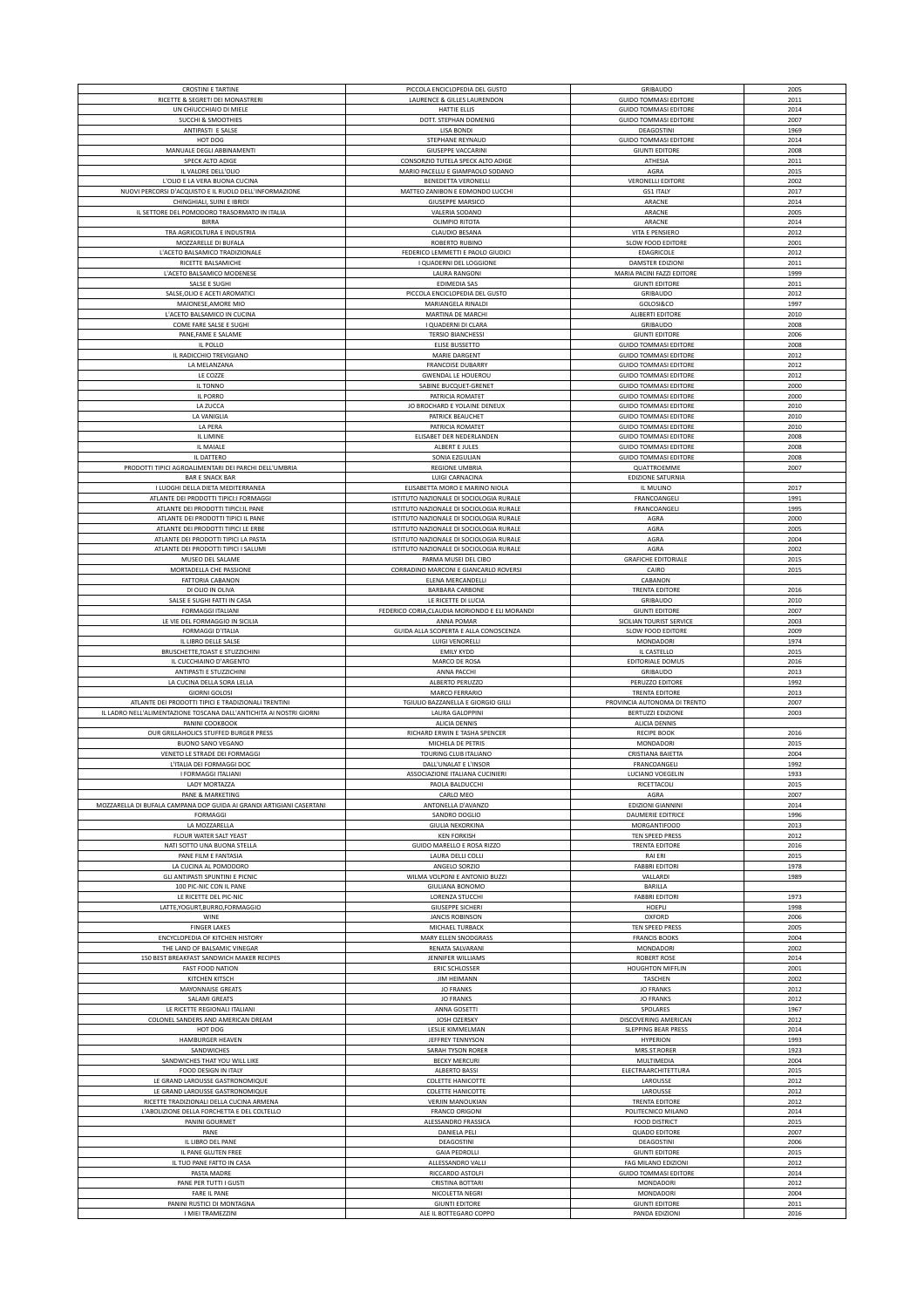| | | | |
|---|---|---|---|
| CROSTINI E TARTINE | PICCOLA ENCICLOPEDIA DEL GUSTO | GRIBAUDO | 2005 |
| RICETTE & SEGRETI DEI MONASTRERI | LAURENCE & GILLES LAURENDON | GUIDO TOMMASI EDITORE | 2011 |
| UN CHIUCCHIAIO DI MIELE | HATTIE ELLIS | GUIDO TOMMASI EDITORE | 2014 |
| SUCCHI & SMOOTHIES | DOTT. STEPHAN DOMENIG | GUIDO TOMMASI EDITORE | 2007 |
| ANTIPASTI E SALSE | LISA BONDI | DEAGOSTINI | 1969 |
| HOT DOG | STEPHANE REYNAUD | GUIDO TOMMASI EDITORE | 2014 |
| MANUALE DEGLI ABBINAMENTI | GIUSEPPE VACCARINI | GIUNTI EDITORE | 2008 |
| SPECK ALTO ADIGE | CONSORZIO TUTELA SPECK ALTO ADIGE | ATHESIA | 2011 |
| IL VALORE DELL'OLIO | MARIO PACELLI E GIAMPAOLO SODANO | AGRA | 2015 |
| L'OLIO E LA VERA BUONA CUCINA | BENEDETTA VERONELLI | VERONELLI EDITORE | 2002 |
| NUOVI PERCORSI D'ACQUISTO E IL RUOLO DELL'INFORMAZIONE | MATTEO ZANIBON E EDMONDO LUCCHI | GS1 ITALY | 2017 |
| CHINGHIALI, SUINI E IBRIDI | GIUSEPPE MARSICO | ARACNE | 2014 |
| IL SETTORE DEL POMODORO TRASORMATO IN ITALIA | VALERIA SODANO | ARACNE | 2005 |
| BIRRA | OLIMPIO RITOTA | ARACNE | 2014 |
| TRA AGRICOLTURA E INDUSTRIA | CLAUDIO BESANA | VITA E PENSIERO | 2012 |
| MOZZARELLE DI BUFALA | ROBERTO RUBINO | SLOW FOOD EDITORE | 2001 |
| L'ACETO BALSAMICO TRADIZIONALE | FEDERICO LEMMETTI E PAOLO GIUDICI | EDAGRICOLE | 2012 |
| RICETTE BALSAMICHE | I QUADERNI DEL LOGGIONE | DAMSTER EDIZIONI | 2011 |
| L'ACETO BALSAMICO MODENESE | LAURA RANGONI | MARIA PACINI FAZZI EDITORE | 1999 |
| SALSE E SUGHI | EDIMEDIA SAS | GIUNTI EDITORE | 2011 |
| SALSE,OLIO E ACETI AROMATICI | PICCOLA ENCICLOPEDIA DEL GUSTO | GRIBAUDO | 2012 |
| MAIONESE,AMORE MIO | MARIANGELA RINALDI | GOLOSI&CO | 1997 |
| L'ACETO BALSAMICO IN CUCINA | MARTINA DE MARCHI | ALIBERTI EDITORE | 2010 |
| COME FARE SALSE E SUGHI | I QUADERNI DI CLARA | GRIBAUDO | 2008 |
| PANE,FAME E SALAME | TERSIO BIANCHESSI | GIUNTI EDITORE | 2006 |
| IL POLLO | ELISE BUSSETTO | GUIDO TOMMASI EDITORE | 2008 |
| IL RADICCHIO TREVIGIANO | MARIE DARGENT | GUIDO TOMMASI EDITORE | 2012 |
| LA MELANZANA | FRANCOISE DUBARRY | GUIDO TOMMASI EDITORE | 2012 |
| LE COZZE | GWENDAL LE HOUEROU | GUIDO TOMMASI EDITORE | 2012 |
| IL TONNO | SABINE BUCQUET-GRENET | GUIDO TOMMASI EDITORE | 2000 |
| IL PORRO | PATRICIA ROMATET | GUIDO TOMMASI EDITORE | 2000 |
| LA ZUCCA | JO BROCHARD E YOLAINE DENEUX | GUIDO TOMMASI EDITORE | 2010 |
| LA VANIGLIA | PATRICK BEAUCHET | GUIDO TOMMASI EDITORE | 2010 |
| LA PERA | PATRICIA ROMATET | GUIDO TOMMASI EDITORE | 2010 |
| IL LIMINE | ELISABET DER NEDERLANDEN | GUIDO TOMMASI EDITORE | 2008 |
| IL MAIALE | ALBERT E JULES | GUIDO TOMMASI EDITORE | 2008 |
| IL DATTERO | SONIA EZGULIAN | GUIDO TOMMASI EDITORE | 2008 |
| PRODOTTI TIPICI AGROALIMENTARI DEI PARCHI DELL'UMBRIA | REGIONE UMBRIA | QUATTROEMME | 2007 |
| BAR E SNACK BAR | LUIGI CARNACINA | EDIZIONE SATURNIA | |
| I LUOGHI DELLA DIETA MEDITERRANEA | ELISABETTA MORO E MARINO NIOLA | IL MULINO | 2017 |
| ATLANTE DEI PRODOTTI TIPICI:I FORMAGGI | ISTITUTO NAZIONALE DI SOCIOLOGIA RURALE | FRANCOANGELI | 1991 |
| ATLANTE DEI PRODOTTI TIPICI:IL PANE | ISTITUTO NAZIONALE DI SOCIOLOGIA RURALE | FRANCOANGELI | 1995 |
| ATLANTE DEI PRODOTTI TIPICI IL PANE | ISTITUTO NAZIONALE DI SOCIOLOGIA RURALE | AGRA | 2000 |
| ATLANTE DEI PRODOTTI TIPICI LE ERBE | ISTITUTO NAZIONALE DI SOCIOLOGIA RURALE | AGRA | 2005 |
| ATLANTE DEI PRODOTTI TIPICI LA PASTA | ISTITUTO NAZIONALE DI SOCIOLOGIA RURALE | AGRA | 2004 |
| ATLANTE DEI PRODOTTI TIPICI I SALUMI | ISTITUTO NAZIONALE DI SOCIOLOGIA RURALE | AGRA | 2002 |
| MUSEO DEL SALAME | PARMA MUSEI DEL CIBO | GRAFICHE EDITORIALE | 2015 |
| MORTADELLA CHE PASSIONE | CORRADINO MARCONI E GIANCARLO ROVERSI | CAIRO | 2015 |
| FATTORIA CABANON | ELENA MERCANDELLI | CABANON | |
| DI OLIO IN OLIVA | BARBARA CARBONE | TRENTA EDITORE | 2016 |
| SALSE E SUGHI FATTI IN CASA | LE RICETTE DI LUCIA | GRIBAUDO | 2010 |
| FORMAGGI ITALIANI | FEDERICO CORIA,CLAUDIA MORIONDO E ELI MORANDI | GIUNTI EDITORE | 2007 |
| LE VIE DEL FORMAGGIO IN SICILIA | ANNA POMAR | SICILIAN TOURIST SERVICE | 2003 |
| FORMAGGI D'ITALIA | GUIDA ALLA SCOPERTA E ALLA CONOSCENZA | SLOW FOOD EDITORE | 2009 |
| IL LIBRO DELLE SALSE | LUIGI VENORELLI | MONDADORI | 1974 |
| BRUSCHETTE,TOAST E STUZZICHINI | EMILY KYDD | IL CASTELLO | 2015 |
| IL CUCCHIAINO D'ARGENTO | MARCO DE ROSA | EDITORIALE DOMUS | 2016 |
| ANTIPASTI E STUZZICHINI | ANNA PACCHI | GRIBAUDO | 2013 |
| LA CUCINA DELLA SORA LELLA | ALBERTO PERUZZO | PERUZZO EDITORE | 1992 |
| GIORNI GOLOSI | MARCO FERRARIO | TRENTA EDITORE | 2013 |
| ATLANTE DEI PRODOTTI TIPICI E TRADIZIONALI TRENTINI | TGIULIO BAZZANELLA E GIORGIO GILLI | PROVINCIA AUTONOMA DI TRENTO | 2007 |
| IL LADRO NELL'ALIMENTAZIONE TOSCANA DALL'ANTICHITA AI NOSTRI GIORNI | LAURA GALOPPINI | BERTUZZI EDIZIONE | 2003 |
| PANINI COOKBOOK | ALICIA DENNIS | ALICIA DENNIS | |
| OUR GRILLAHOLICS STUFFED BURGER PRESS | RICHARD ERWIN E TASHA SPENCER | RECIPE BOOK | 2016 |
| BUONO SANO VEGANO | MICHELA DE PETRIS | MONDADORI | 2015 |
| VENETO LE STRADE DEI FORMAGGI | TOURING CLUB ITALIANO | CRISTIANA BAIETTA | 2004 |
| L'ITALIA DEI FORMAGGI DOC | DALL'UNALAT E L'INSOR | FRANCOANGELI | 1992 |
| I FORMAGGI ITALIANI | ASSOCIAZIONE ITALIANA CUCINIERI | LUCIANO VOEGELIN | 1933 |
| LADY MORTAZZA | PAOLA BALDUCCHI | RICETTACOLI | 2015 |
| PANE & MARKETING | CARLO MEO | AGRA | 2007 |
| MOZZARELLA DI BUFALA CAMPANA DOP GUIDA AI GRANDI ARTIGIANI CASERTANI | ANTONELLA D'AVANZO | EDIZIONI GIANNINI | 2014 |
| FORMAGGI | SANDRO DOGLIO | DAUMERIE EDITRICE | 1996 |
| LA MOZZARELLA | GIULIA NEKORKINA | MORGANTIFOOD | 2013 |
| FLOUR WATER SALT YEAST | KEN FORKISH | TEN SPEED PRESS | 2012 |
| NATI SOTTO UNA BUONA STELLA | GUIDO MARELLO E ROSA RIZZO | TRENTA EDITORE | 2016 |
| PANE FILM E FANTASIA | LAURA DELLI COLLI | RAI ERI | 2015 |
| LA CUCINA AL POMODORO | ANGELO SORZIO | FABBRI EDITORI | 1978 |
| GLI ANTIPASTI SPUNTINI E PICNIC | WILMA VOLPONI E ANTONIO BUZZI | VALLARDI | 1989 |
| 100 PIC-NIC CON IL PANE | GIULIANA BONOMO | BARILLA | |
| LE RICETTE DEL PIC-NIC | LORENZA STUCCHI | FABBRI EDITORI | 1973 |
| LATTE,YOGURT,BURRO,FORMAGGIO | GIUSEPPE SICHERI | HOEPLI | 1998 |
| WINE | JANCIS ROBINSON | OXFORD | 2006 |
| FINGER LAKES | MICHAEL TURBACK | TEN SPEED PRESS | 2005 |
| ENCYCLOPEDIA OF KITCHEN HISTORY | MARY ELLEN SNODGRASS | FRANCIS BOOKS | 2004 |
| THE LAND OF BALSAMIC VINEGAR | RENATA SALVARANI | MONDADORI | 2002 |
| 150 BEST BREAKFAST SANDWICH MAKER RECIPES | JENNIFER WILLIAMS | ROBERT ROSE | 2014 |
| FAST FOOD NATION | ERIC SCHLOSSER | HOUGHTON MIFFLIN | 2001 |
| KITCHEN KITSCH | JIM HEIMANN | TASCHEN | 2002 |
| MAYONNAISE GREATS | JO FRANKS | JO FRANKS | 2012 |
| SALAMI GREATS | JO FRANKS | JO FRANKS | 2012 |
| LE RICETTE REGIONALI ITALIANI | ANNA GOSETTI | SPOLARES | 1967 |
| COLONEL SANDERS AND AMERICAN DREAM | JOSH OZERSKY | DISCOVERING AMERICAN | 2012 |
| HOT DOG | LESLIE KIMMELMAN | SLEPPING BEAR PRESS | 2014 |
| HAMBURGER HEAVEN | JEFFREY TENNYSON | HYPERION | 1993 |
| SANDWICHES | SARAH TYSON RORER | MRS.ST.RORER | 1923 |
| SANDWICHES THAT YOU WILL LIKE | BECKY MERCURI | MULTIMEDIA | 2004 |
| FOOD DESIGN IN ITALY | ALBERTO BASSI | ELECTRAARCHITETTURA | 2015 |
| LE GRAND LAROUSSE GASTRONOMIQUE | COLETTE HANICOTTE | LAROUSSE | 2012 |
| LE GRAND LAROUSSE GASTRONOMIQUE | COLETTE HANICOTTE | LAROUSSE | 2012 |
| RICETTE TRADIZIONALI DELLA CUCINA ARMENA | VERJIN MANOUKIAN | TRENTA EDITORE | 2012 |
| L'ABOLIZIONE DELLA FORCHETTA E DEL COLTELLO | FRANCO ORIGONI | POLITECNICO MILANO | 2014 |
| PANINI GOURMET | ALESSANDRO FRASSICA | FOOD DISTRICT | 2015 |
| PANE | DANIELA PELI | QUADO EDITORE | 2007 |
| IL LIBRO DEL PANE | DEAGOSTINI | DEAGOSTINI | 2006 |
| IL PANE GLUTEN FREE | GAIA PEDROLLI | GIUNTI EDITORE | 2015 |
| IL TUO PANE FATTO IN CASA | ALLESSANDRO VALLI | FAG MILANO EDIZIONI | 2012 |
| PASTA MADRE | RICCARDO ASTOLFI | GUIDO TOMMASI EDITORE | 2014 |
| PANE PER TUTTI I GUSTI | CRISTINA BOTTARI | MONDADORI | 2012 |
| FARE IL PANE | NICOLETTA NEGRI | MONDADORI | 2004 |
| PANINI RUSTICI DI MONTAGNA | GIUNTI EDITORE | GIUNTI EDITORE | 2011 |
| I MIEI TRAMEZZINI | ALE IL BOTTEGARO COPPO | PANDA EDIZIONI | 2016 |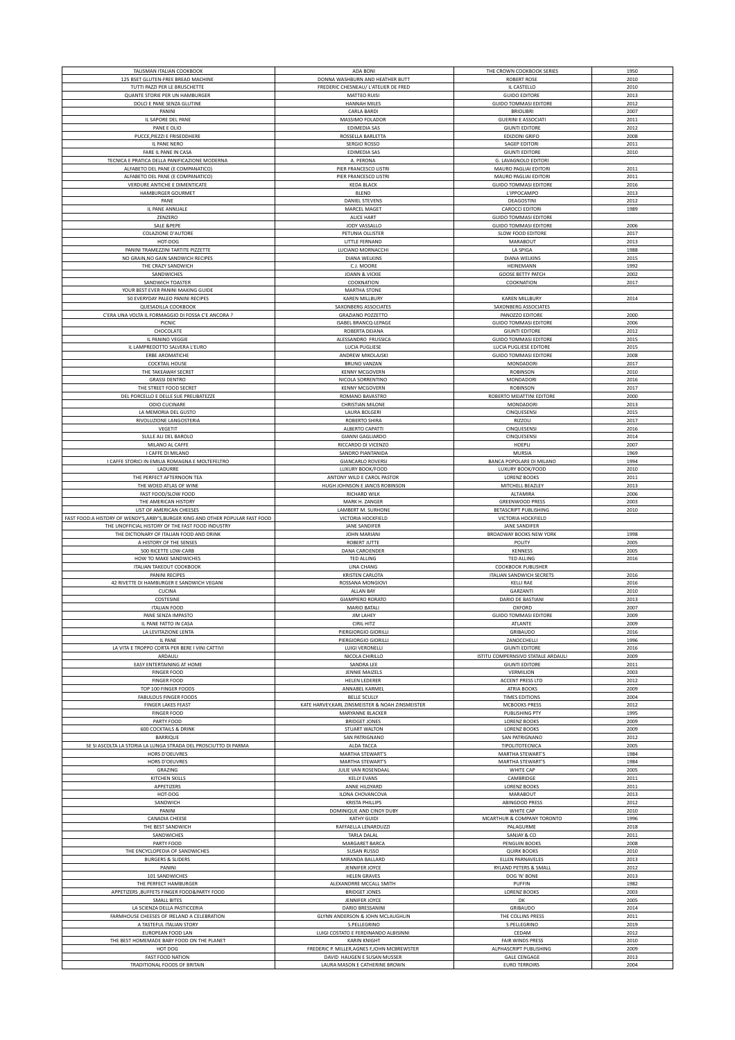| | | | |
|---|---|---|---|
| TALISMAN ITALIAN COOKBOOK | ADA BONI | THE CROWN COOKBOOK SERIES | 1950 |
| 125 BSET GLUTEN-FREE BREAD MACHINE | DONNA WASHBURN AND HEATHER BUTT | ROBERT ROSE | 2010 |
| TUTTI PAZZI PER LE BRUSCHETTE | FREDERIC CHESNEAU/ L'ATELIER DE FRED | IL CASTELLO | 2010 |
| QUANTE STORIE PER UN HAMBURGER | MATTEO RUISI | GUIDO EDITORE | 2013 |
| DOLCI E PANE SENZA GLUTINE | HANNAH MILES | GUIDO TOMMASI EDITORE | 2012 |
| PANINI | CARLA BARDI | BRIOLIBRI | 2007 |
| IL SAPORE DEL PANE | MASSIMO FOLADOR | GUERINI E ASSOCIATI | 2011 |
| PANE E OLIO | EDIMEDIA SAS | GIUNTI EDITORE | 2012 |
| PUCCE,PIEZZI E FRISEDDHERE | ROSSELLA BARLETTA | EDIZIONI GRIFO | 2008 |
| IL PANE NERO | SERGIO ROSSO | SAGEP EDITORI | 2011 |
| FARE IL PANE IN CASA | EDIMEDIA SAS | GIUNTI EDITORE | 2010 |
| TECNICA E PRATICA DELLA PANIFICAZIONE MODERNA | A. PERONA | G. LAVAGNOLO EDITORI | |
| ALFABETO DEL PANE (E COMPANATICO) | PIER FRANCESCO LISTRI | MAURO PAGLIAI EDITORI | 2011 |
| ALFABETO DEL PANE (E COMPANATICO) | PIER FRANCESCO LISTRI | MAURO PAGLIAI EDITORI | 2011 |
| VERDURE ANTICHE E DIMENTICATE | KEDA BLACK | GUIDO TOMMASI EDITORE | 2016 |
| HAMBURGER GOURMET | BLEND | L'IPPOCAMPO | 2013 |
| PANE | DANIEL STEVENS | DEAGOSTINI | 2012 |
| IL PANE ANNUALE | MARCEL MAGET | CAROCCI EDITORI | 1989 |
| ZENZERO | ALICE HART | GUIDO TOMMASI EDITORE | |
| SALE &PEPE | JODY VASSALLO | GUIDO TOMMASI EDITORE | 2006 |
| COLAZIONE D'AUTORE | PETUNIA OLLISTER | SLOW FOOD EDITORE | 2017 |
| HOT-DOG | LITTLE FERNAND | MARABOUT | 2013 |
| PANINI TRAMEZZINI TARTITE PIZZETTE | LUCIANO MORNACCHI | LA SPIGA | 1988 |
| NO GRAIN,NO GAIN SANDWICH RECIPES | DIANA WELKINS | DIANA WELKINS | 2015 |
| THE CRAZY SANDWICH | C.J. MOORE | HEINEMANN | 1992 |
| SANDWICHES | JOANN & VICKIE | GOOSE BETTY PATCH | 2002 |
| SANDWICH TOASTER | COOKNATION | COOKNATION | 2017 |
| YOUR BEST EVER PANINI MAKING GUIDE | MARTHA STONE | | |
| 50 EVERYDAY PALEO PANINI RECIPES | KAREN MILLBURY | KAREN MILLBURY | 2014 |
| QUESADILLA COOKBOOK | SAXONBERG ASSOCIATES | SAXONBERG ASSOCIATES | |
| C'ERA UNA VOLTA IL FORMAGGIO DI FOSSA C'E ANCORA ? | GRAZIANO POZZETTO | PANOZZO EDITORE | 2000 |
| PICNIC | ISABEL BRANCQ-LEPAGE | GUIDO TOMMASI EDITORE | 2006 |
| CHOCOLATE | ROBERTA DEIANA | GIUNTI EDITORE | 2012 |
| IL PANINO VEGGIE | ALESSANDRO FRUSSICA | GUIDO TOMMASI EDITORE | 2015 |
| IL LAMPREDOTTO SALVERA L'EURO | LUCIA PUGLIESE | LUCIA PUGLIESE EDITORE | 2015 |
| ERBE AROMATICHE | ANDREW MIKOLAJSKI | GUIDO TOMMASI EDITORE | 2008 |
| COCKTAIL HOUSE | BRUNO VANZAN | MONDADORI | 2017 |
| THE TAKEAWAY SECRET | KENNY MCGOVERN | ROBINSON | 2010 |
| GRASSI DENTRO | NICOLA SORRENTINO | MONDADORI | 2016 |
| THE STREET FOOD SECRET | KENNY MCGOVERN | ROBINSON | 2017 |
| DEL PORCELLO E DELLE SUE PRELIBATEZZE | ROMANO BAVASTRO | ROBERTO MEIATTINI EDITORE | 2000 |
| ODIO CUCINARE | CHRISTIAN MILONE | MONDADORI | 2013 |
| LA MEMORIA DEL GUSTO | LAURA BOLGERI | CINQUESENSI | 2015 |
| RIVOLUZIONE LANGOSTERIA | ROBERTO SHIRA | RIZZOLI | 2017 |
| VEGETIT | ALBERTO CAPATTI | CINQUESENSI | 2016 |
| SULLE ALI DEL BAROLO | GIANNI GAGLIARDO | CINQUESENSI | 2014 |
| MILANO AL CAFFE | RICCARDO DI VICENZO | HOEPLI | 2007 |
| I CAFFE DI MILANO | SANDRO PIANTANIDA | MURSIA | 1969 |
| I CAFFE STORICI IN EMILIA ROMAGNA E MOLTEFELTRO | GIANCARLO ROVERSI | BANCA POPOLARE DI MILANO | 1994 |
| LADURRE | LUXURY BOOK/FOOD | LUXURY BOOK/FOOD | 2010 |
| THE PERFECT AFTERNOON TEA | ANTONY WILD E CAROL PASTOR | LORENZ BOOKS | 2011 |
| THE WOED ATLAS OF WINE | HUGH JOHNSON E JANCIS ROBINSON | MITCHELL BEAZLEY | 2013 |
| FAST FOOD/SLOW FOOD | RICHARD WILK | ALTAMIRA | 2006 |
| THE AMERICAN HISTORY | MARK H. ZANGER | GREENWOOD PRESS | 2003 |
| LIST OF AMERICAN CHEESES | LAMBERT M. SURHONE | BETASCRIPT PUBLISHING | 2010 |
| FAST FOOD:A HISTORY OF WENDY'S,ARBY'S,BURGER KING AND OTHER POPULAR FAST FOOD | VICTORIA HOCKFIELD | VICTORIA HOCKFIELD | |
| THE UNOFFICIAL HISTORY OF THE FAST FOOD INDUSTRY | JANE SANDIFER | JANE SANDIFER | |
| THE DICTIONARY OF ITALIAN FOOD AND DRINK | JOHN MARIANI | BROADWAY BOOKS NEW YORK | 1998 |
| A HISTORY OF THE SENSES | ROBERT JUTTE | POLITY | 2005 |
| 500 RICETTE LOW-CARB | DANA CAROENDER | KENNESS | 2005 |
| HOW TO MAKE SANDWICHES | TED ALLING | TED ALLING | 2016 |
| ITALIAN TAKEOUT COOKBOOK | LINA CHANG | COOKBOOK PUBLISHER | |
| PANINI RECIPES | KRISTEN CARLOTA | ITALIAN SANDWICH SECRETS | 2016 |
| 42 RIVETTE DI HAMBURGER E SANDWICH VEGANI | ROSSANA MONGIOVI | KELLI RAE | 2016 |
| CUCINA | ALLAN BAY | GARZANTI | 2010 |
| COSTESINE | GIAMPIERO RORATO | DARIO DE BASTIANI | 2013 |
| ITALIAN FOOD | MARIO BATALI | OXFORD | 2007 |
| PANE SENZA IMPASTO | JIM LAHEY | GUIDO TOMMASI EDITORE | 2009 |
| IL PANE FATTO IN CASA | CIRIL HITZ | ATLANTE | 2009 |
| LA LEVITAZIONE LENTA | PIERGIORGIO GIORILLI | GRIBAUDO | 2016 |
| IL PANE | PIERGIORGIO GIORILLI | ZANOCCHELLI | 1996 |
| LA VITA E TROPPO CORTA PER BERE I VINI CATTIVI | LUIGI VERONELLI | GIUNTI EDITORE | 2016 |
| ARDAULI | NICOLA CHIRILLO | ISTITU COMPERNSIVO STATALE ARDAULI | 2009 |
| EASY ENTERTAINING AT HOME | SANDRA LEE | GIUNTI EDITORE | 2011 |
| FINGER FOOD | JENNIE MAIZELS | VERMILION | 2003 |
| FINGER FOOD | HELEN LEDERER | ACCENT PRESS LTD | 2012 |
| TOP 100 FINGER FOODS | ANNABEL KARMEL | ATRIA BOOKS | 2009 |
| FABULOUS FINGER FOODS | BELLE SCULLY | TIMES EDITIONS | 2004 |
| FINGER LAKES FEAST | KATE HARVEY,KARL ZINSMEISTER & NOAH ZINSMEISTER | MCBOOKS PRESS | 2012 |
| FINGER FOOD | MARYANNE BLACKER | PUBLISHING PTY | 1995 |
| PARTY FOOD | BRIDGET JONES | LORENZ BOOKS | 2009 |
| 600 COCKTAILS & DRINK | STUART WALTON | LORENZ BOOKS | 2009 |
| BARRIQUE | SAN PATRIGNANO | SAN PATRIGNANO | 2012 |
| SE SI ASCOLTA LA STORIA LA LUNGA STRADA DEL PROSCIUTTO DI PARMA | ALDA TACCA | TIPOLITOTECNICA | 2005 |
| HORS D'OEUVRES | MARTHA STEWART'S | MARTHA STEWART'S | 1984 |
| HORS D'OEUVRES | MARTHA STEWART'S | MARTHA STEWART'S | 1984 |
| GRAZING | JULIE VAN ROSENDAAL | WHITE CAP | 2005 |
| KITCHEN SKILLS | KELLY EVANS | CAMBRIDGE | 2011 |
| APPETIZERS | ANNE HILDYARD | LORENZ BOOKS | 2011 |
| HOT-DOG | ILONA CHOVANCOVA | MARABOUT | 2013 |
| SANDWICH | KRISTA PHILLIPS | ABINGDOD PRESS | 2012 |
| PANINI | DOMINIQUE AND CINDY DUBY | WHITE CAP | 2010 |
| CANADIA CHEESE | KATHY GUIDI | MCARTHUR & COMPANY TORONTO | 1996 |
| THE BEST SANDWICH | RAFFAELLA LENARDUZZI | PALAGURME | 2018 |
| SANDWICHES | TARLA DALAL | SANJAY & CO | 2011 |
| PARTY FOOD | MARGARET BARCA | PENGUIN BOOKS | 2008 |
| THE ENCYCLOPEDIA OF SANDWICHES | SUSAN RUSSO | QUIRK BOOKS | 2010 |
| BURGERS & SLIDERS | MIRANDA BALLARD | ELLEN PARNAVELES | 2013 |
| PANINI | JENNIFER JOYCE | RYLAND PETERS & SMALL | 2012 |
| 101 SANDWICHES | HELEN GRAVES | DOG 'N' BONE | 2013 |
| THE PERFECT HAMBURGER | ALEXANDRRE MCCALL SMITH | PUFFIN | 1982 |
| APPETIZERS ,BUFFETS FINGER FOOD&PARTY FOOD | BRIDGET JONES | LORENZ BOOKS | 2003 |
| SMALL BITES | JENNIFER JOYCE | DK | 2005 |
| LA SCIENZA DELLA PASTICCERIA | DARIO BRESSANINI | GRIBAUDO | 2014 |
| FARMHOUSE CHEESES OF IRELAND A CELEBRATION | GLYNN ANDERSON & JOHN MCLAUGHLIN | THE COLLINS PRESS | 2011 |
| A TASTEFUL ITALIAN STORY | S.PELLEGRINO | S.PELLEGRINO | 2019 |
| EUROPEAN FOOD LAN | LUIGI COSTATO E FERDINANDO ALBISINNI | CEDAM | 2012 |
| THE BEST HOMEMADE BABY FOOD ON THE PLANET | KARIN KNIGHT | FAIR WINDS PRESS | 2010 |
| HOT DOG | FREDERIC P. MILLER,AGNES F,JOHN MCBREWSTER | ALPHASCRIPT PUBLISHING | 2009 |
| FAST FOOD NATION | DAVID HAUGEN E SUSAN MUSSER | GALE CENGAGE | 2013 |
| TRADITIONAL FOODS OF BRITAIN | LAURA MASON E CATHERINE BROWN | EURO TERROIRS | 2004 |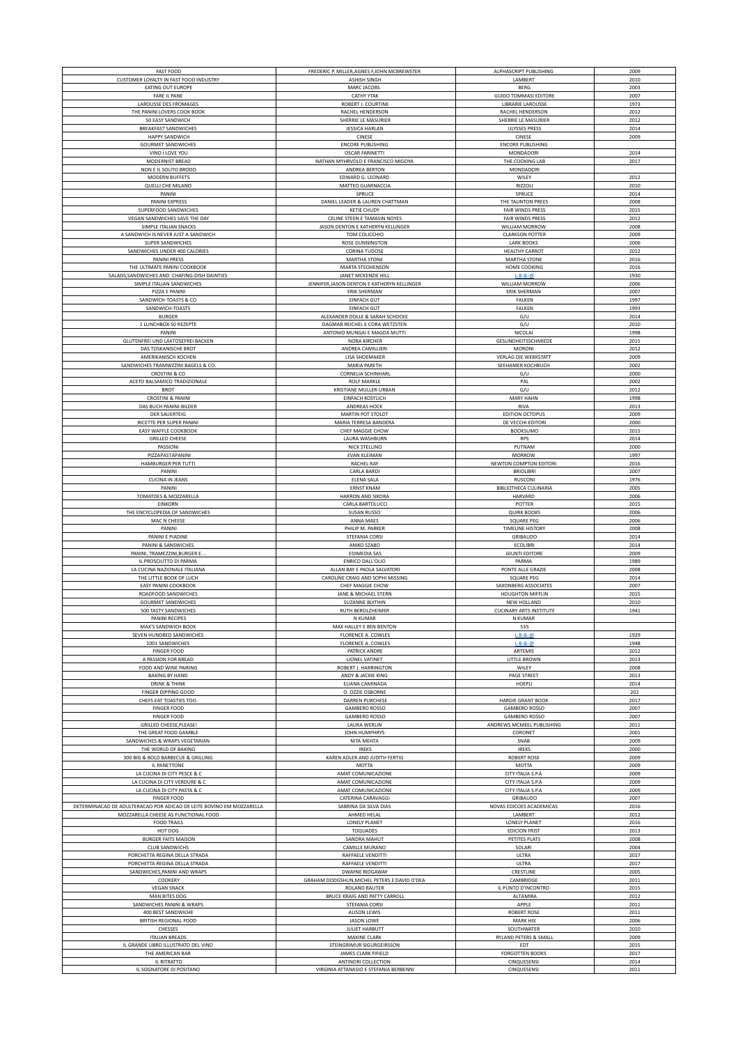| FAST FOOD | FREDERIC P. MILLER,AGNES F,JOHN MCBREWSTER | ALPHASCRIPT PUBLISHING | 2009 |
|---|---|---|---|
| CUSTOMER LOYALTY IN FAST FOOD INDUSTRY | ASHISH SINGH | LAMBERT | 2010 |
| EATING OUT EUROPE | MARC JACOBS | BERG | 2003 |
| FARE IL PANE | CATHY YTAK | GUIDO TOMMASI EDITORE | 2007 |
| LAROUSSE DES FROMAGES | ROBERT J. COURTINE | LIBRARIE LAROUSSE | 1973 |
| THE PANINI LOVERS COOK BOOK | RACHEL HENDERSON | RACHEL HENDERSON | 2012 |
| 50 EASY SANDWICH | SHERRIE LE MASURIER | SHERRIE LE MASURIER | 2012 |
| BREAKFAST SANDWICHES | JESSICA HARLAN | ULYSSES PRESS | 2014 |
| HAPPY SANDWICH | CINESE | CINESE | 2009 |
| GOURMET SANDWICHES | ENCORE PUBLISHING | ENCORE PUBLISHING | |
| VINO I LOVE YOU | OSCAR FARINETTI | MONDADORI | 2014 |
| MODERNIST BREAD | NATHAN MYHRVOLD E FRANCISCO MIGOYA | THE COOKING LAB | 2017 |
| NON E IL SOLITO BRODO | ANDREA BERTON | MONDADORI | |
| MODERN BUFFETS | EDWARD G. LEONARD | WILEY | 2012 |
| QUELLI CHE MILANO | MATTEO GUARNACCIA | RIZZOLI | 2010 |
| PANINI | SPRUCE | SPRUCE | 2014 |
| PANINI EXPRESS | DANIEL LEADER & LAUREN CHATTMAN | THE TAUNTON PREES | 2008 |
| SUPERFOOD SANDWICHES | KETIE CHUDY | FAIR WINDS PRESS | 2015 |
| VEGAN SANDWICHES SAVE THE DAY | CELINE STEEN E TAMASIN NOYES | FAIR WINDS PRESS | 2012 |
| SIMPLE ITALIAN SNACKS | JASON DENTON E KATHERYN KELLINGER | WILLIAM MORROW | 2008 |
| A SANDWICH IS NEVER JUST A SANDWICH | TOM COLICCHIO | CLARKSON POTTER | 2009 |
| SUPER SANDWICHES | ROSE DUNNINGTON | LARK BOOKS | 2006 |
| SANDWICHES UNDER 400 CALORIES | CORINA TUDOSE | HEALTHY CARROT | 2012 |
| PANINI PRESS | MARTHA STONE | MARTHA STONE | 2016 |
| THE ULTIMATE PANINI COOKBOOK | MARTA STEOHENSON | HOME COOKING | 2016 |
| SALADS,SANDWICHES AND CHAFING-DISH DAINTIES | JANET MCKENZIE HILL | L-B-&-@ | 1930 |
| SIMPLE ITALIAN SANDWICHES | JENNIFER,JASON DENTON E KATHERYN KELLINGER | WILLIAM MORROW | 2006 |
| PIZZA E PANINI | ERIK SHERMAN | ERIK SHERMAN | 2007 |
| SANDWICH-TOASTS & CO | EINFACH GUT | FALKEN | 1997 |
| SANDWICH-TOASTS | EINFACH GUT | FALKEN | 1993 |
| BURGER | ALEXANDER DOLLE & SARAH SCHOCKE | G/U | 2014 |
| 1 LUNCHBOX-50 REZEPTE | DAGMAR REICHEL E CORA WETZSTEN | G/U | 2010 |
| PANINI | ANTONIO MUNGAI E MAGDA MUTTI | NICOLAI | 1998 |
| GLUTENFREI UND LAKTOSEFREI BACKEN | NORA KIRCHER | GESUNDHEITSSCHMIEDE | 2015 |
| DAS TOSKANISCHE BROT | ANDREA CAMILLIERI | MORONI | 2012 |
| AMERIKANISCH KOCHEN | LISA SHOEMAKER | VERLAG DIE WERKSTATT | 2009 |
| SANDWICHES TRAMWZZINI BAGELS & CO. | MARIA PARETH | SEEHAMER KOCHBUCH | 2002 |
| CROSTINI & CO | CORNELIA SCHINHARL | G/U | 2000 |
| ACETO BALSAMICO TRADIZIONALE | ROLF MARKLE | PAL | 2002 |
| BROT | KRISTIANE MULLER-URBAN | G/U | 2012 |
| CROSTINI & PANINI | EINFACH KOSTLICH | MARY HAHN | 1998 |
| DAS BUCH PANINI-BILDER | ANDREAS HOCK | RIVA | 2013 |
| DER SAUERTEIG | MARTIN POT STOLDT | EDITION OCTOPUS | 2009 |
| RICETTE PER SUPER PANINI | MARIA TERRESA BANDERA | DE VECCHI EDITORI | 2000 |
| EASY WAFFLE COOKBOOK | CHEF MAGGIE CHOW | BOOKSUMO | 2015 |
| GRILLED CHEESE | LAURA WASHBURN | RPS | 2014 |
| PASSIONI | NICK STELLINO | PUTNAM | 2000 |
| PIZZAPASTAPANINI | EVAN KLEIMAN | MORROW | 1997 |
| HAMBURGER PER TUTTI | RACHEL RAY | NEWTON COMPTON EDITORI | 2016 |
| PANINI | CARLA BARDI | BRIOLIBRI | 2007 |
| CUCINA IN JEANS | ELENA SALA | RUSCONI | 1976 |
| PANINI | ERNST KNAM | BIBLIOTHECA CULINARIA | 2005 |
| TOMATOES & MOZZARELLA | HARRON AND SIKORA | HARVARD | 2006 |
| EINKORN | CARLA BARTOLUCCI | POTTER | 2015 |
| THE ENCYCLOPEDIA OF SANDWICHES | SUSAN RUSSO | QUIRK BOOKS | 2006 |
| MAC N CHEESE | ANNA MAES | SQUARE PEG | 2006 |
| PANINI | PHILIP M. PARKER | TIMELINE HISTORY | 2008 |
| PANINI E PIADINE | STEFANIA CORSI | GRIBAUDO | 2014 |
| PANINI & SANSWICHES | ANIKO SZABO | ECOLIBRI | 2014 |
| PANINI, TRAMEZZINI,BURGER E… | EDIMEDIA SAS | GIUNTI EDITORE | 2009 |
| IL PROSCIUTTO DI PARMA | ENRICO DALL'OLIO | PARMA | 1989 |
| LA CUCINA NAZIONALE ITALIANA | ALLAN BAY E PAOLA SALVATORI | PONTE ALLE GRAZIE | 2008 |
| THE LITTLE BOOK OF LUCH | CAROLINE CRAIG AND SOPHI MISSING | SQUARE PEG | 2014 |
| EASY PANINI COOKBOOK | CHEF MAGGIE CHOW | SAXONBERG ASSOCIATES | 2007 |
| ROADFOOD SANDWICHES | JANE & MICHAEL STERN | HOUGHTON MIFFLIN | 2015 |
| GOURMET SANDWICHES | SUZANNE BLYTHIN | NEW HOLLAND | 2010 |
| 500 TASTY SANDWICHES | RUTH BEROLZHEIMER | CUCINARY ARTS INSTITUTE | 1941 |
| PANINI RECIPES | N KUMAR | N KUMAR | |
| MAX'S SANDWICH BOOK | MAX HALLEY E BEN BENTON | 535 | |
| SEVEN HUNDRED SANDWICHES | FLORENCE A. COWLES | L-B-&-@ | 1929 |
| 1001 SANDWICHES | FLORENCE A. COWLES | L-B-&-@ | 1948 |
| FINGER FOOD | PATRICK ANDRE | ARTEMIS | 2012 |
| A PASSION FOR BREAD | LIONEL VATINET | LITTLE BROWN | 2013 |
| FOOD AND WINE PAIRING | ROBERT J. HARRINGTON | WILEY | 2008 |
| BAKING BY HAND | ANDY & JACKIE KING | PAGE STREET | 2013 |
| DRINK & THINK | ELIANA CAMINADA | HOEPLI | 2014 |
| FINGER DIPPING GOOD | O. OZZIE OSBORNE | | 202 |
| CHEFS EAT TOASTIES TOO. | DARREN PURCHESE | HARDIE GRANT BOOK | 2017 |
| FINGER FOOD | GAMBERO ROSSO | GAMBERO ROSSO | 2007 |
| FINGER FOOD | GAMBERO ROSSO | GAMBERO ROSSO | 2007 |
| GRILLED CHEESE,PLEASE! | LAURA WERLIN | ANDREWS MCMEEL PUBLISHING | 2011 |
| THE GREAT FOOD GAMBLE | JOHN HUMPHRYS | CORONET | 2001 |
| SANDWICHES & WRAPS VEGETARIAN | NITA MEHTA | SNAB | 2009 |
| THE WORLD OF BAKING | IREKS | IREKS | 2000 |
| 300 BIG & BOLD BARBECUE & GRILLING | KAREN ADLER AND JUDITH FERTIG | ROBERT ROSE | 2009 |
| IL PANETTONE | MOTTA | MOTTA | 2009 |
| LA CUCINA DI CITY PESCE & C | AMAT COMUNICAZIONE | CITY ITALIA S.P.A | 2009 |
| LA CUCINA DI CITY VERDURE & C | AMAT COMUNICAZIONE | CITY ITALIA S.P.A | 2009 |
| LA CUCINA DI CITY PASTA & C | AMAT COMUNICAZIONE | CITY ITALIA S.P.A | 2009 |
| FINGER FOOD | CATERINA CARAVAGGI | GRIBAUDO | 2007 |
| DETERMINACAO DE ADULTERACAO POR ADICAO DE LEITE BOVINO EM MOZZARELLA | SABRINA DA SILVA DIAS | NOVAS EDICOES ACADEMICAS | 2016 |
| MOZZARELLA CHEESE AS FUNCTIONAL FOOD | AHMED HELAL | LAMBERT | 2012 |
| FOOD TRAILS | LONELY PLANET | LONELY PLANET | 2016 |
| HOT DOG | TOQUADES | EDICION FRIST | 2013 |
| BURGER FAITS MAISON | SANDRA MAHUT | PETITES PLATS | 2008 |
| CLUB SANDWICHS | CAMILLE MURANO | SOLARI | 2004 |
| PORCHETTA REGINA DELLA STRADA | RAFFAELE VENDITTI | ULTRA | 2017 |
| PORCHETTA REGINA DELLA STRADA | RAFFAELE VENDITTI | ULTRA | 2017 |
| SANDWICHES,PANINI AND WRAPS | DWAYNE RIDGAWAY | CRESTLINE | 2005 |
| COOKERY | GRAHAM DODGSHUN,MICHEL PETERS E DAVID O'DEA | CAMBRIDGE | 2011 |
| VEGAN SNACK | ROLAND RAUTER | IL PUNTO D'INCONTRO | 2015 |
| MAN BITES DOG | BRUCE KRAIG AND PATTY CARROLL | ALTAMIRA | 2012 |
| SANDWICHES PANINI & WRAPS | STEFANIA CORSI | APPLE | 2011 |
| 400 BEST SANDWICHE | ALISON LEWIS | ROBERT ROSE | 2011 |
| BRITISH REGIONAL FOOD | JASON LOWE | MARK HIX | 2006 |
| CHESSES | JULIET HARBUTT | SOUTHWATER | 2010 |
| ITALIAN BREADS | MAXINE CLARK | RYLAND PETERS & SMALL | 2009 |
| IL GRANDE LIBRO ILLUSTRATO DEL VINO | STEINGRIMUR SIGURGEIRSSON | EDT | 2015 |
| THE AMERICAN BAR | JAMES CLARK FIFIELD | FORGOTTEN BOOKS | 2017 |
| IL RITRATTO | ANTINORI COLLECTION | CINQUESENSI | 2014 |
| IL SOGNATORE DI POSITANO | VIRGINIA ATTANASIO E STEFANIA BERBENNI | CINQUESENSI | 2011 |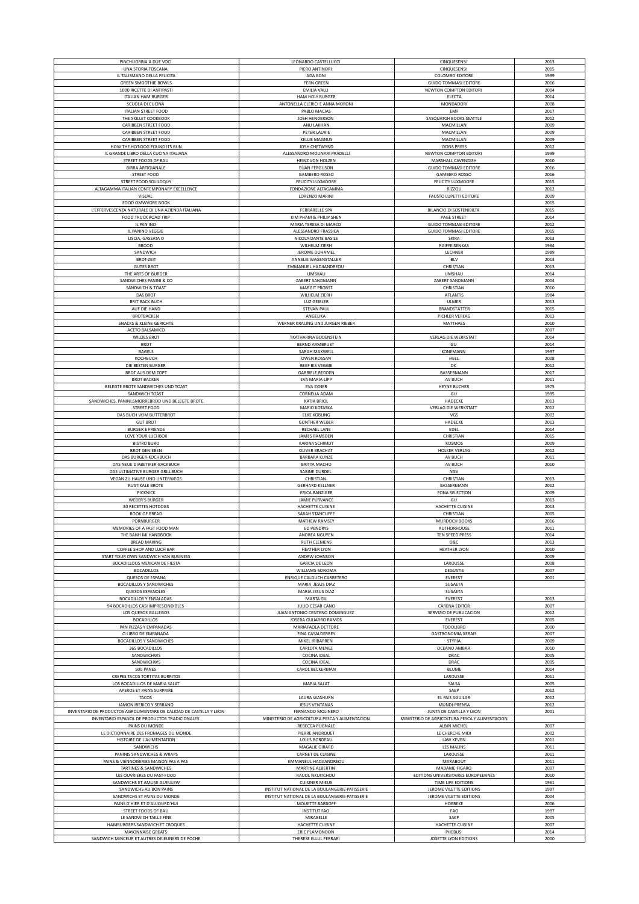| | | | |
|---|---|---|---|
| PINCHUORRIA A DUE VOCI | LEONARDO CASTELLUCCI | CINQUESENSI | 2013 |
| UNA STORIA TOSCANA | PIERO ANTINORI | CINQUESENSI | 2015 |
| IL TALISMANO DELLA FELICITA | ADA BONI | COLOMBO EDITORE | 1999 |
| GREEN SMOOTHIE BOWLS | FERN GREEN | GUIDO TOMMASI EDITORE | 2016 |
| 1000 RICETTE DI ANTIPASTI | EMILIA VALLI | NEWTON COMPTON EDITORI | 2004 |
| ITALIAN HAM BURGER | HAM HOLY BURGER | ELECTA | 2014 |
| SCUOLA DI CUCINA | ANTONELLA CLERICI E ANNA MORONI | MONDADORI | 2008 |
| ITALIAN STREET FOOD | PABLO MACIAS | EMF | 2017 |
| THE SKILLET COOKBOOK | JOSH HENDERSON | SASQUATCH BOOKS SEATTLE | 2012 |
| CARIBBEN STREET FOOD | ANU LAKHAN | MACMILLAN | 2009 |
| CARIBBEN STREET FOOD | PETER LAURIE | MACMILLAN | 2009 |
| CARIBBEN STREET FOOD | KELLIE MAGNUS | MACMILLAN | 2009 |
| HOW THE HOT-DOG FOUND ITS BUN | JOSH CHETWYND | LYONS PRESS | 2012 |
| IL GRANDE LIBRO DELLA CUCINA ITALIANA | ALESSANDRO MOLINARI PRADELLI | NEWTON COMPTON EDITORI | 1999 |
| STREET FOODS OF BALI | HEINZ VON HOLZEN | MARSHALL CAVENDISH | 2010 |
| BIRRA ARTIGIANALE | EUAN FERGUSON | GUIDO TOMMASI EDITORE | 2016 |
| STREET FOOD | GAMBERO ROSSO | GAMBERO ROSSO | 2016 |
| STREET FOOD SOLILOQUY | FELICITY LUXMOORE | FELICITY LUXMOORE | 2015 |
| ALTAGAMMA ITALIAN CONTEMPONARY EXCELLENCE | FONDAZIONE ALTAGAMMA | RIZZOLI | 2012 |
| VISUAL | LORENZO MARINI | FAUSTO LUPETTI EDITORE | 2009 |
| FOOD OMWVORE BOOK | | | 2015 |
| L'EFFERVESCENZA NATURALE DI UNA AZIENDA ITALIANA | FERRARELLE SPA | BILANCIO DI SOSTENIBILTA | 2015 |
| FOOD TRUCK ROAD TRIP | KIM PHAM & PHILIP SHEN | PAGE STREET | 2014 |
| IL PAN'INO | MARIA TERESA DI MARCO | GUIDO TOMMASI EDITORE | 2012 |
| IL PANINO VEGGIE | ALESSANDRO FRASSICA | GUIDO TOMMASI EDITORE | 2015 |
| LISCIA, GASSATA O | NICOLA DANTE BASILE | SKIRA | 2013 |
| BROOD | WILHELM ZIERH | RAIFFEISENKAS | 1984 |
| SANDWICH | JEROME DUHAMEL | LECHNER | 1989 |
| BROT-ZEIT | ANNELIE WAGENSTALLER | BLV | 2013 |
| GUTES BROT | EMMANUEL HADJIANDREOU | CHRISTIAN | 2013 |
| THE ARTS OF BURGER | UMSHAU | UMSHAU | 2014 |
| SANDWICHES PANINI & CO | ZABERT SANDMANN | ZABERT SANDMANN | 2004 |
| SANDWICH & TOAST | MARGIT PROBST | CHRISTIAN | 2010 |
| DAS BROT | WILHELM ZIERH | ATLANTIS | 1984 |
| BRIT BACK BUCH | LUZ GEIBLER | ULMER | 2013 |
| AUF DIE HAND | STEVAN PAUL | BRANDSTATTER | 2015 |
| BROTBACKEN | ANGELIKA | PICHLER VERLAG | 2013 |
| SNACKS & KLEINE GERICHTE | WERNER KRALING UND JURGEN RIEBER | MATTHAES | 2010 |
| ACETO BALSAMICO | | | 2007 |
| WILDES BROT | TKATHARINA BODENSTEIN | VERLAG DIE WERKSTATT | 2014 |
| BROT | BERND ARMBRUST | GU | 2014 |
| BAGELS | SARAH MAXWELL | KONEMANN | 1997 |
| KOCHBUCH | OWEN ROSSAN | HEEL | 2008 |
| DIE BESTEN BURGER | BEEF BIS VEGGIE | DK | 2012 |
| BROT AUS DEM TOPT | GABRIELE REDDEN | BASSERMANN | 2017 |
| BROT BACKEN | EVA MARIA LIPP | AV BUCH | 2011 |
| BELEGTE BROTE SANDWICHES UND TOAST | EVA EXNER | HEYNE BUCHER | 1975 |
| SANDWICH TOAST | CORNELIA ADAM | GU | 1995 |
| SANDWICHES, PANINI,SMORREBROD UND BELEGTE BROTE | KATJA BRIOL | HADECKE | 2013 |
| STREET FOOD | MARIO KOTASKA | VERLAG DIE WERKSTATT | 2012 |
| DAS BUCH VOM BUTTERBROT | ELKE KOBLING | VGS | 2002 |
| GUT BROT | GUNTHER WEBER | HADECKE | 2013 |
| BURGER E FRIENDS | RECHAEL LANE | EDEL | 2014 |
| LOVE YOUR LUCHBOX | JAMES RAMSDEN | CHRISTIAN | 2015 |
| BISTRO BURO | KARINA SCHIMDT | KOSMOS | 2009 |
| BROT GENIEBEN | OLIVER BRACHAT | HOLKER VERLAG | 2012 |
| DAS BURGER-KOCHBUCH | BARBARA KUNZE | AV BUCH | 2011 |
| DAS NEUE DIABETIKER-BACKBUCH | BRITTA MACHO | AV BUCH | 2010 |
| DAS ULTIMATIVE BURGER GRILLBUCH | SABINE DURDEL | NGV | |
| VEGAN ZU HAUSE UND UNTERWEGS | CHRISTIAN | CHRISTIAN | 2013 |
| RUSTIKALE BROTE | GERHARD KELLNER | BASSERMANN | 2012 |
| PICKNICK | ERICA BANZIGER | FONA SELECTION | 2009 |
| WEBER'S BURGER | JAMIE PURVANCE | GU | 2013 |
| 30 RECETTES HOTDOGS | HACHETTE CUISINE | HACHETTE CUISINE | 2013 |
| BOOK OF BREAD | SARAH STANCLIFFE | CHRISTIAN | 2005 |
| PORNBURGER | MATHEW RAMSEY | MURDOCH BOOKS | 2016 |
| MEMORIES OF A FAST FOOD MAN | ED PENDRYS | AUTHORHOUSE | 2011 |
| THE BANH MI HANDBOOK | ANDREA NGUYEN | TEN SPEED PRESS | 2014 |
| BREAD MAKING | RUTH CLEMENS | D&C | 2013 |
| COFFEE SHOP AND LUCH BAR | HEATHER LYON | HEATHER LYON | 2010 |
| START YOUR OWN SANDWICH VAN BUSINESS | ANDRW JOHNSON | | 2009 |
| BOCADILLOOS MEXICAN DE FIESTA | GARCIA DE LEON | LAROUSSE | 2008 |
| BOCADILLOS | WILLIAMS-SONOMA | DEGUSTIS | 2007 |
| QUESOS DE ESPANA | ENRIQUE CALDUCH CARRETERO | EVEREST | 2001 |
| BOCADILLOS Y SANDWICHES | MARIA JESUS DIAZ | SUSAETA | |
| QUESOS ESPANOLES | MARIA JESUS DIAZ | SUSAETA | |
| BOCADILLOS Y ENSALADAS | MARTA GIL | EVEREST | 2013 |
| 94 BOCADILLOS CASI IMPRESCINDIBLES | JULIO CESAR CANO | CARENA EDITOR | 2007 |
| LOS QUESOS GALLEGOS | JUAN ANTONIO CENTENO DOMINGUEZ | SERVIZIO DE PUBLICACION | 2012 |
| BOCADILLOS | JOSEBA GUIJARRO RAMOS | EVEREST | 2005 |
| PAN PIZZAS Y EMPANADAS | MARIAPAOLA DETTORE | TODOLIBRO | 2000 |
| O LIBRO DE EMPANADA | FINA CASALDERREY | GASTRONOMIA XERAIS | 2007 |
| BOCADILLOS Y SANDWICHES | MIKEL IRIBARREN | STYRIA | 2009 |
| 365 BOCADILLOS | CARLOTA MENEZ | OCEANO AMBAR | 2010 |
| SANDWICHWS | COCINA IDEAL | DRAC | 2005 |
| SANDWICHWS | COCINA IDEAL | DRAC | 2005 |
| 500 PANES | CAROL BECKERMAN | BLUME | 2014 |
| CREPES TACOS TORTITAS BURRITOS | | LAROUSSE | 2011 |
| LOS BOCADILLOS DE MARIA SALAT | MARIA SALAT | SALSA | 2005 |
| APEROS ET PAINS SURPRIRE | | SAEP | 2012 |
| TACOS | LAURA WASHURN | EL PAIS AGUILAR | 2012 |
| JAMON IBERICO Y SERRANO | JESUS VENTANAS | MUNDI-PRENSA | 2012 |
| INVENTARIO DE PRODUCTOS AGROLIMENTARE DE CALIDAD DE CASTILLA Y LEON | FERNANDO MOLINERO | JUNTA DE CASTILLA Y LEON | 2001 |
| INVENTARIO ESPANOL DE PRODUCTOS TRADICIONALES | MINISTERIO DE AGRICOLTURA PESCA Y ALIMENTACION | MINISTERIO DE AGRICOLTURA PESCA Y ALIMENTACION | |
| PAINS DU MONDE | REBECCA PUGNALE | ALBIN MICHEL | 2007 |
| LE DICTIONNAIRE DES FROMAGES DU MONDE | PIERRE ANDROUET | LE CHERCHE MIDI | 2002 |
| HISTOIRE DE L'ALIMENTATION | LOUIS BORDEAU | LAW KEVEN | 2011 |
| SANDWICHS | MAGALIE GIRARD | LES MALINS | 2011 |
| PANINIS SANDWICHES & WRAPS | CARNET DE CUISINE | LAROUSSE | 2011 |
| PAINS & VIENNOISERIES MAISON PAS A PAS | EMMANEUL HADJIANDREOU | MARABOUT | 2011 |
| TARTINES & SANDWICHES | MARTINE ALBERTIN | MADAME FIGARO | 2007 |
| LES OUVRIERES DU FAST-FOOD | RAUOL NKUITCHOU | EDITIONS UNIVERSITAIRES EUROPEENNES | 2010 |
| SANDWICHS ET AMUSE-GUEULEW | CUISINER MIEUX | TIME LIFE EDITIONS | 1961 |
| SANDWICHS AU BON PAINS | INSTITUT NATIONAL DE LA BOULANGERIE-PATISSERIE | JEROME VILETTE EDITIONS | 1997 |
| SANDWICHS ET PAINS DU MONDE | INSTITUT NATIONAL DE LA BOULANGERIE-PATISSERIE | JEROME VILETTE EDITIONS | 2004 |
| PAINS D'HIER ET D'AUJOURD'HUI | MOUETTE BARBOFF | HOEBEKE | 2006 |
| STREET FOODS OF BALI | INSTITUT FAO | FAO | 1997 |
| LE SANDWICH TAILLE FINE | MIRABELLE | SAEP | 2005 |
| HAMBURGERS SANDWICH ET CROQUES | HACHETTE CUISINE | HACHETTE CUISINE | 2007 |
| MAYONNAISE GREATS | ERIC PLAMONDON | PHEBUS | 2014 |
| SANDWICH MINCEUR ET AUTRES DEJEUNERS DE POCHE | THERESE ELLUL FERRARI | JOSETTE LYON EDITIONS | 2000 |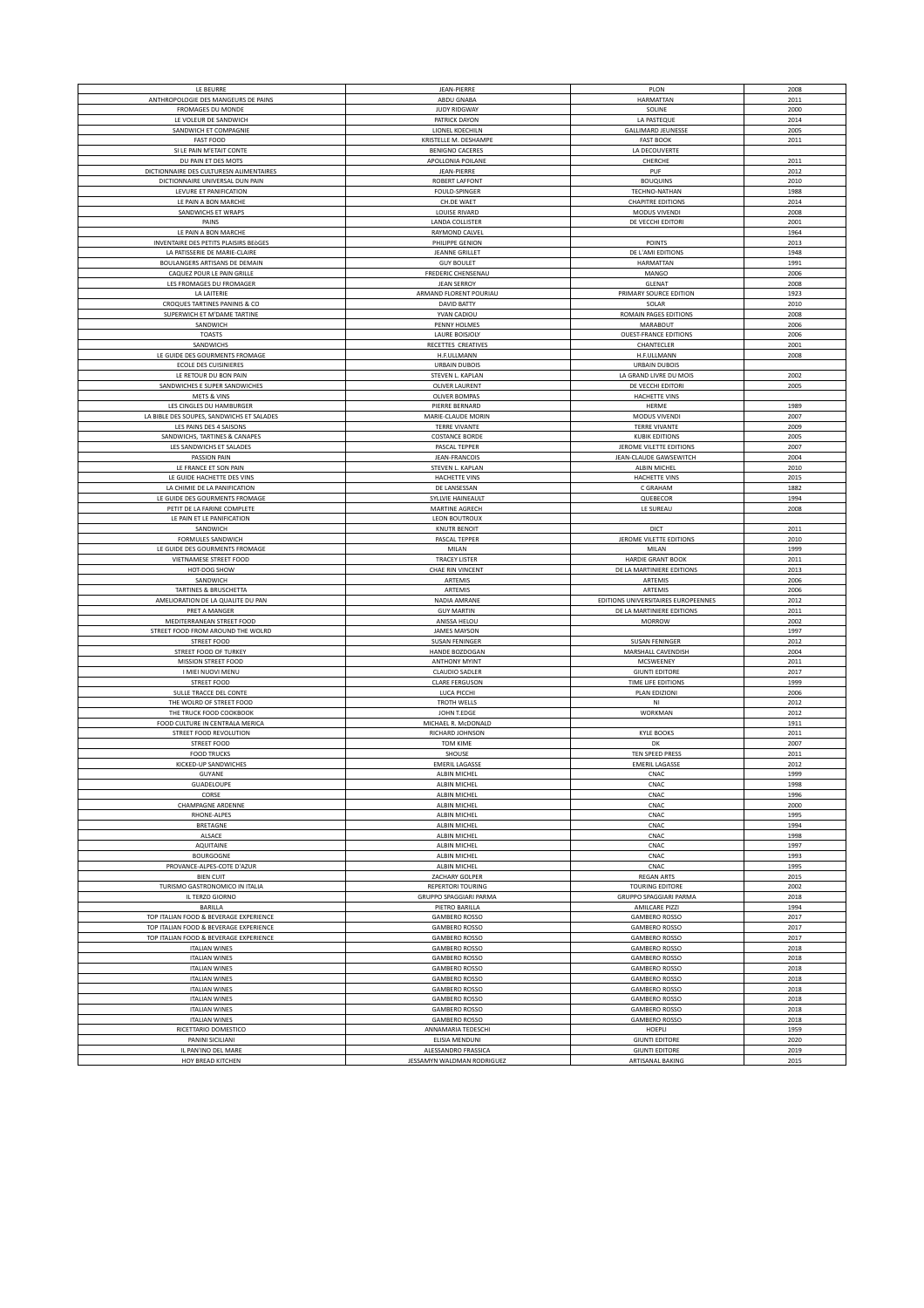| | | | |
|---|---|---|---|
| LE BEURRE | JEAN-PIERRE | PLON | 2008 |
| ANTHROPOLOGIE DES MANGEURS DE PAINS | ABDU GNABA | HARMATTAN | 2011 |
| FROMAGES DU MONDE | JUDY RIDGWAY | SOLINE | 2000 |
| LE VOLEUR DE SANDWICH | PATRICK DAYON | LA PASTEQUE | 2014 |
| SANDWICH ET COMPAGNIE | LIONEL KOECHILN | GALLIMARD JEUNESSE | 2005 |
| FAST FOOD | KRISTELLE M. DESHAMPE | FAST BOOK | 2011 |
| SI LE PAIN M'ETAIT CONTE | BENIGNO CACERES | LA DECOUVERTE | |
| DU PAIN ET DES MOTS | APOLLONIA POILANE | CHERCHE | 2011 |
| DICTIONNAIRE DES CULTURESN ALIMENTAIRES | JEAN-PIERRE | PUF | 2012 |
| DICTIONNAIRE UNIVERSAL DUN PAIN | ROBERT LAFFONT | BOUQUINS | 2010 |
| LEVURE ET PANIFICATION | FOULD-SPINGER | TECHNO-NATHAN | 1988 |
| LE PAIN A BON MARCHE | CH.DE WAET | CHAPITRE EDITIONS | 2014 |
| SANDWICHS ET WRAPS | LOUISE RIVARD | MODUS VIVENDI | 2008 |
| PAINS | LANDA COLLISTER | DE VECCHI EDITORI | 2001 |
| LE PAIN A BON MARCHE | RAYMOND CALVEL | | 1964 |
| INVENTAIRE DES PETITS PLAISIRS BEiGES | PHILIPPE GENION | POINTS | 2013 |
| LA PATISSERIE DE MARIE-CLAIRE | JEANNE GRILLET | DE L'AMI EDITIONS | 1948 |
| BOULANGERS ARTISANS DE DEMAIN | GUY BOULET | HARMATTAN | 1991 |
| CAQUEZ POUR LE PAIN GRILLE | FREDERIC CHENSENAU | MANGO | 2006 |
| LES FROMAGES DU FROMAGER | JEAN SERROY | GLENAT | 2008 |
| LA LAITERIE | ARMAND FLORENT POURIAU | PRIMARY SOURCE EDITION | 1923 |
| CROQUES TARTINES PANINIS & CO | DAVID BATTY | SOLAR | 2010 |
| SUPERWICH ET M'DAME TARTINE | YVAN CADIOU | ROMAIN PAGES EDITIONS | 2008 |
| SANDWICH | PENNY HOLMES | MARABOUT | 2006 |
| TOASTS | LAURE BOISJOLY | OUEST-FRANCE EDITIONS | 2006 |
| SANDWICHS | RECETTES CREATIVES | CHANTECLER | 2001 |
| LE GUIDE DES GOURMENTS FROMAGE | H.F.ULLMANN | H.F.ULLMANN | 2008 |
| ECOLE DES CUISINIERES | URBAIN DUBOIS | URBAIN DUBOIS | |
| LE RETOUR DU BON PAIN | STEVEN L. KAPLAN | LA GRAND LIVRE DU MOIS | 2002 |
| SANDWICHES E SUPER SANDWICHES | OLIVER LAURENT | DE VECCHI EDITORI | 2005 |
| METS & VINS | OLIVER BOMPAS | HACHETTE VINS | |
| LES CINGLES DU HAMBURGER | PIERRE BERNARD | HERME | 1989 |
| LA BIBLE DES SOUPES, SANDWICHS ET SALADES | MARIE-CLAUDE MORIN | MODUS VIVENDI | 2007 |
| LES PAINS DES 4 SAISONS | TERRE VIVANTE | TERRE VIVANTE | 2009 |
| SANDWICHS, TARTINES & CANAPES | COSTANCE BORDE | KUBIK EDITIONS | 2005 |
| LES SANDWICHS ET SALADES | PASCAL TEPPER | JEROME VILETTE EDITIONS | 2007 |
| PASSION PAIN | JEAN-FRANCOIS | JEAN-CLAUDE GAWSEWITCH | 2004 |
| LE FRANCE ET SON PAIN | STEVEN L. KAPLAN | ALBIN MICHEL | 2010 |
| LE GUIDE HACHETTE DES VINS | HACHETTE VINS | HACHETTE VINS | 2015 |
| LA CHIMIE DE LA PANIFICATION | DE LANSESSAN | C GRAHAM | 1882 |
| LE GUIDE DES GOURMENTS FROMAGE | SYLVIE HAINEAULT | QUEBECOR | 1994 |
| PETIT DE LA FARINE COMPLETE | MARTINE AGRECH | LE SUREAU | 2008 |
| LE PAIN ET LE PANIFICATION | LEON BOUTROUX | | |
| SANDWICH | KNUTR BENOIT | DICT | 2011 |
| FORMULES SANDWICH | PASCAL TEPPER | JEROME VILETTE EDITIONS | 2010 |
| LE GUIDE DES GOURMENTS FROMAGE | MILAN | MILAN | 1999 |
| VIETNAMESE STREET FOOD | TRACEY LISTER | HARDIE GRANT BOOK | 2011 |
| HOT-DOG SHOW | CHAE RIN VINCENT | DE LA MARTINIERE EDITIONS | 2013 |
| SANDWICH | ARTEMIS | ARTEMIS | 2006 |
| TARTINES & BRUSCHETTA | ARTEMIS | ARTEMIS | 2006 |
| AMELIORATION DE LA QUALITE DU PAN | NADIA AMRANE | EDITIONS UNIVERSITAIRES EUROPEENNES | 2012 |
| PRET A MANGER | GUY MARTIN | DE LA MARTINIERE EDITIONS | 2011 |
| MEDITERRANEAN STREET FOOD | ANISSA HELOU | MORROW | 2002 |
| STREET FOOD FROM AROUND THE WOLRD | JAMES MAYSON | | 1997 |
| STREET FOOD | SUSAN FENINGER | SUSAN FENINGER | 2012 |
| STREET FOOD OF TURKEY | HANDE BOZDOGAN | MARSHALL CAVENDISH | 2004 |
| MISSION STREET FOOD | ANTHONY MYINT | MCSWEENEY | 2011 |
| I MIEI NUOVI MENU | CLAUDIO SADLER | GIUNTI EDITORE | 2017 |
| STREET FOOD | CLARE FERGUSON | TIME LIFE EDITIONS | 1999 |
| SULLE TRACCE DEL CONTE | LUCA PICCHI | PLAN EDIZIONI | 2006 |
| THE WOLRD OF STREET FOOD | TROTH WELLS | NI | 2012 |
| THE TRUCK FOOD COOKBOOK | JOHN T.EDGE | WORKMAN | 2012 |
| FOOD CULTURE IN CENTRALA MERICA | MICHAEL R. McDONALD | | 1911 |
| STREET FOOD REVOLUTION | RICHARD JOHNSON | KYLE BOOKS | 2011 |
| STREET FOOD | TOM KIME | DK | 2007 |
| FOOD TRUCKS | SHOUSE | TEN SPEED PRESS | 2011 |
| KICKED-UP SANDWICHES | EMERIL LAGASSE | EMERIL LAGASSE | 2012 |
| GUYANE | ALBIN MICHEL | CNAC | 1999 |
| GUADELOUPE | ALBIN MICHEL | CNAC | 1998 |
| CORSE | ALBIN MICHEL | CNAC | 1996 |
| CHAMPAGNE ARDENNE | ALBIN MICHEL | CNAC | 2000 |
| RHONE-ALPES | ALBIN MICHEL | CNAC | 1995 |
| BRETAGNE | ALBIN MICHEL | CNAC | 1994 |
| ALSACE | ALBIN MICHEL | CNAC | 1998 |
| AQUITAINE | ALBIN MICHEL | CNAC | 1997 |
| BOURGOGNE | ALBIN MICHEL | CNAC | 1993 |
| PROVANCE-ALPES-COTE D'AZUR | ALBIN MICHEL | CNAC | 1995 |
| BIEN CUIT | ZACHARY GOLPER | REGAN ARTS | 2015 |
| TURISMO GASTRONOMICO IN ITALIA | REPERTORI TOURING | TOURING EDITORE | 2002 |
| IL TERZO GIORNO | GRUPPO SPAGGIARI PARMA | GRUPPO SPAGGIARI PARMA | 2018 |
| BARILLA | PIETRO BARILLA | AMILCARE PIZZI | 1994 |
| TOP ITALIAN FOOD & BEVERAGE EXPERIENCE | GAMBERO ROSSO | GAMBERO ROSSO | 2017 |
| TOP ITALIAN FOOD & BEVERAGE EXPERIENCE | GAMBERO ROSSO | GAMBERO ROSSO | 2017 |
| TOP ITALIAN FOOD & BEVERAGE EXPERIENCE | GAMBERO ROSSO | GAMBERO ROSSO | 2017 |
| ITALIAN WINES | GAMBERO ROSSO | GAMBERO ROSSO | 2018 |
| ITALIAN WINES | GAMBERO ROSSO | GAMBERO ROSSO | 2018 |
| ITALIAN WINES | GAMBERO ROSSO | GAMBERO ROSSO | 2018 |
| ITALIAN WINES | GAMBERO ROSSO | GAMBERO ROSSO | 2018 |
| ITALIAN WINES | GAMBERO ROSSO | GAMBERO ROSSO | 2018 |
| ITALIAN WINES | GAMBERO ROSSO | GAMBERO ROSSO | 2018 |
| ITALIAN WINES | GAMBERO ROSSO | GAMBERO ROSSO | 2018 |
| ITALIAN WINES | GAMBERO ROSSO | GAMBERO ROSSO | 2018 |
| RICETTARIO DOMESTICO | ANNAMARIA TEDESCHI | HOEPLI | 1959 |
| PANINI SICILIANI | ELISIA MENDUNI | GIUNTI EDITORE | 2020 |
| IL PAN'INO DEL MARE | ALESSANDRO FRASSICA | GIUNTI EDITORE | 2019 |
| HOY BREAD KITCHEN | JESSAMYN WALDMAN RODRIGUEZ | ARTISANAL BAKING | 2015 |